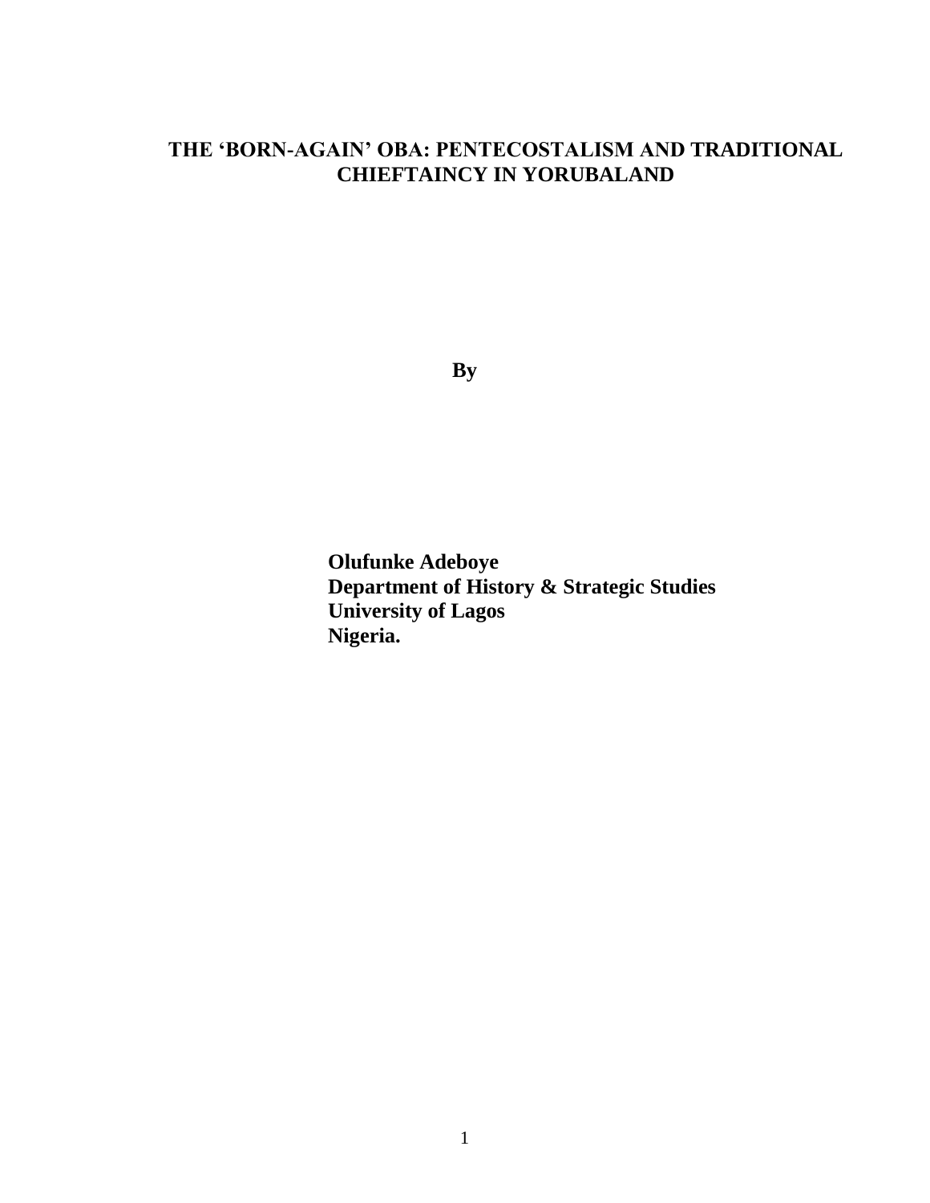# THE 'BORN-AGAIN' OBA: PENTECOSTALISM AND TRADITIONAL CHIEFTAINCY IN YORUBALAND

**By**

**Olufunke Adeboye**
**Department of History & Strategic Studies**
**University of Lagos**
**Nigeria.**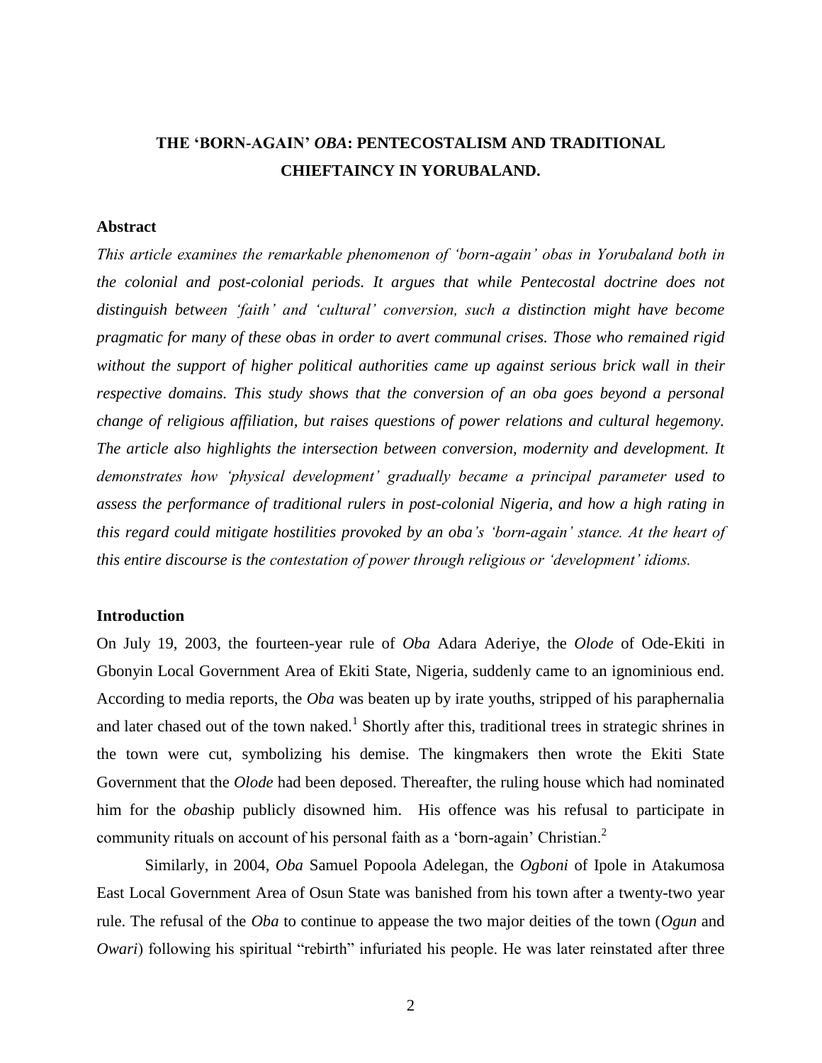# THE 'BORN-AGAIN' *OBA*: PENTECOSTALISM AND TRADITIONAL CHIEFTAINCY IN YORUBALAND.

## Abstract

*This article examines the remarkable phenomenon of 'born-again' obas in Yorubaland both in the colonial and post-colonial periods. It argues that while Pentecostal doctrine does not distinguish between 'faith' and 'cultural' conversion, such a distinction might have become pragmatic for many of these obas in order to avert communal crises. Those who remained rigid without the support of higher political authorities came up against serious brick wall in their respective domains. This study shows that the conversion of an oba goes beyond a personal change of religious affiliation, but raises questions of power relations and cultural hegemony. The article also highlights the intersection between conversion, modernity and development. It demonstrates how 'physical development' gradually became a principal parameter used to assess the performance of traditional rulers in post-colonial Nigeria, and how a high rating in this regard could mitigate hostilities provoked by an oba's 'born-again' stance. At the heart of this entire discourse is the contestation of power through religious or 'development' idioms.*

## Introduction

On July 19, 2003, the fourteen-year rule of *Oba* Adara Aderiye, the *Olode* of Ode-Ekiti in Gbonyin Local Government Area of Ekiti State, Nigeria, suddenly came to an ignominious end. According to media reports, the *Oba* was beaten up by irate youths, stripped of his paraphernalia and later chased out of the town naked.[1] Shortly after this, traditional trees in strategic shrines in the town were cut, symbolizing his demise. The kingmakers then wrote the Ekiti State Government that the *Olode* had been deposed. Thereafter, the ruling house which had nominated him for the *oba*ship publicly disowned him. His offence was his refusal to participate in community rituals on account of his personal faith as a 'born-again' Christian.[2]

Similarly, in 2004, *Oba* Samuel Popoola Adelegan, the *Ogboni* of Ipole in Atakumosa East Local Government Area of Osun State was banished from his town after a twenty-two year rule. The refusal of the *Oba* to continue to appease the two major deities of the town (*Ogun* and *Owari*) following his spiritual "rebirth" infuriated his people. He was later reinstated after three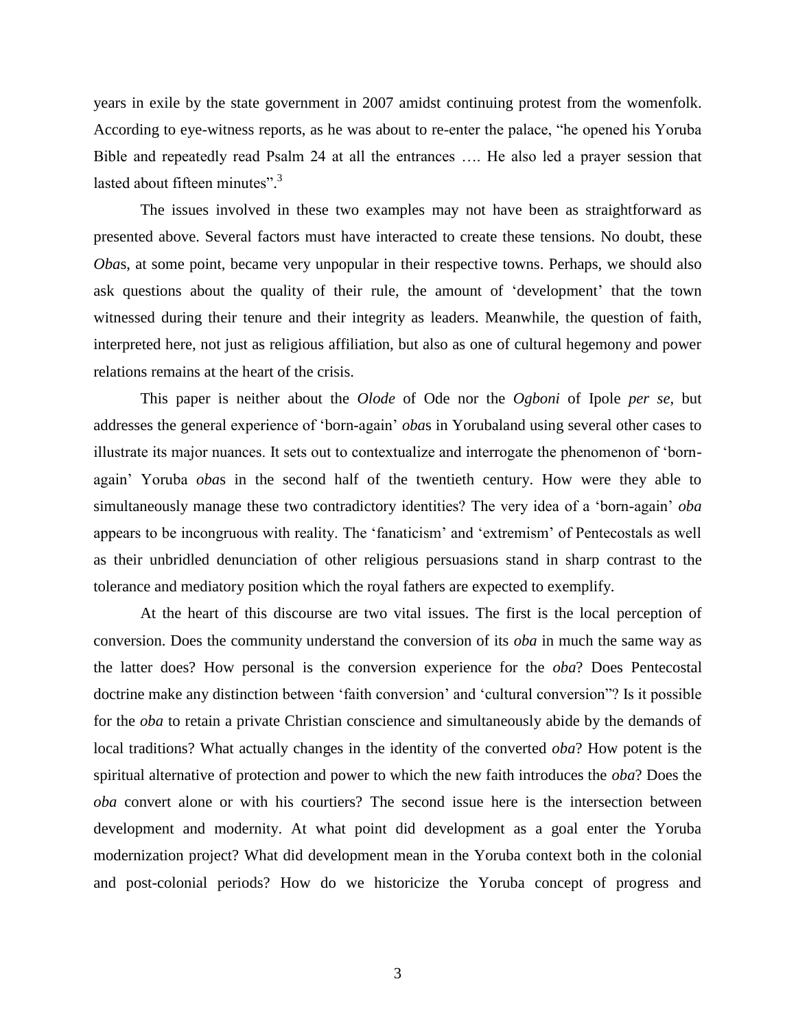years in exile by the state government in 2007 amidst continuing protest from the womenfolk. According to eye-witness reports, as he was about to re-enter the palace, "he opened his Yoruba Bible and repeatedly read Psalm 24 at all the entrances …. He also led a prayer session that lasted about fifteen minutes".[3]

The issues involved in these two examples may not have been as straightforward as presented above. Several factors must have interacted to create these tensions. No doubt, these *Oba*s, at some point, became very unpopular in their respective towns. Perhaps, we should also ask questions about the quality of their rule, the amount of 'development' that the town witnessed during their tenure and their integrity as leaders. Meanwhile, the question of faith, interpreted here, not just as religious affiliation, but also as one of cultural hegemony and power relations remains at the heart of the crisis.

This paper is neither about the *Olode* of Ode nor the *Ogboni* of Ipole *per se*, but addresses the general experience of 'born-again' *oba*s in Yorubaland using several other cases to illustrate its major nuances. It sets out to contextualize and interrogate the phenomenon of 'born-again' Yoruba *oba*s in the second half of the twentieth century. How were they able to simultaneously manage these two contradictory identities? The very idea of a 'born-again' *oba* appears to be incongruous with reality. The 'fanaticism' and 'extremism' of Pentecostals as well as their unbridled denunciation of other religious persuasions stand in sharp contrast to the tolerance and mediatory position which the royal fathers are expected to exemplify.

At the heart of this discourse are two vital issues. The first is the local perception of conversion. Does the community understand the conversion of its *oba* in much the same way as the latter does? How personal is the conversion experience for the *oba*? Does Pentecostal doctrine make any distinction between 'faith conversion' and 'cultural conversion"? Is it possible for the *oba* to retain a private Christian conscience and simultaneously abide by the demands of local traditions? What actually changes in the identity of the converted *oba*? How potent is the spiritual alternative of protection and power to which the new faith introduces the *oba*? Does the *oba* convert alone or with his courtiers? The second issue here is the intersection between development and modernity. At what point did development as a goal enter the Yoruba modernization project? What did development mean in the Yoruba context both in the colonial and post-colonial periods? How do we historicize the Yoruba concept of progress and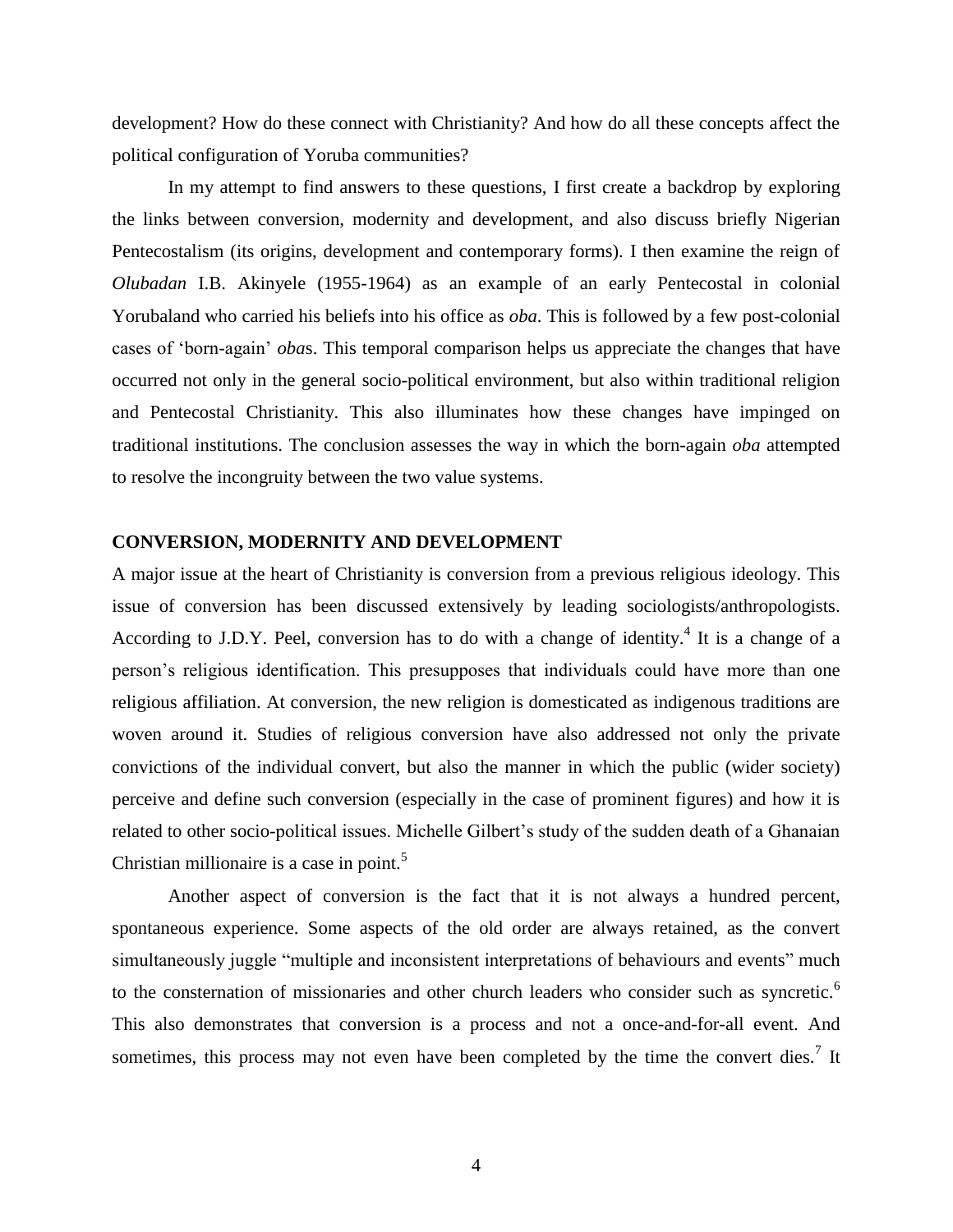development? How do these connect with Christianity? And how do all these concepts affect the political configuration of Yoruba communities?

In my attempt to find answers to these questions, I first create a backdrop by exploring the links between conversion, modernity and development, and also discuss briefly Nigerian Pentecostalism (its origins, development and contemporary forms). I then examine the reign of *Olubadan* I.B. Akinyele (1955-1964) as an example of an early Pentecostal in colonial Yorubaland who carried his beliefs into his office as *oba*. This is followed by a few post-colonial cases of 'born-again' *oba*s. This temporal comparison helps us appreciate the changes that have occurred not only in the general socio-political environment, but also within traditional religion and Pentecostal Christianity. This also illuminates how these changes have impinged on traditional institutions. The conclusion assesses the way in which the born-again *oba* attempted to resolve the incongruity between the two value systems.

## CONVERSION, MODERNITY AND DEVELOPMENT

A major issue at the heart of Christianity is conversion from a previous religious ideology. This issue of conversion has been discussed extensively by leading sociologists/anthropologists. According to J.D.Y. Peel, conversion has to do with a change of identity.[4] It is a change of a person's religious identification. This presupposes that individuals could have more than one religious affiliation. At conversion, the new religion is domesticated as indigenous traditions are woven around it. Studies of religious conversion have also addressed not only the private convictions of the individual convert, but also the manner in which the public (wider society) perceive and define such conversion (especially in the case of prominent figures) and how it is related to other socio-political issues. Michelle Gilbert's study of the sudden death of a Ghanaian Christian millionaire is a case in point.[5]

Another aspect of conversion is the fact that it is not always a hundred percent, spontaneous experience. Some aspects of the old order are always retained, as the convert simultaneously juggle "multiple and inconsistent interpretations of behaviours and events" much to the consternation of missionaries and other church leaders who consider such as syncretic.[6] This also demonstrates that conversion is a process and not a once-and-for-all event. And sometimes, this process may not even have been completed by the time the convert dies.[7] It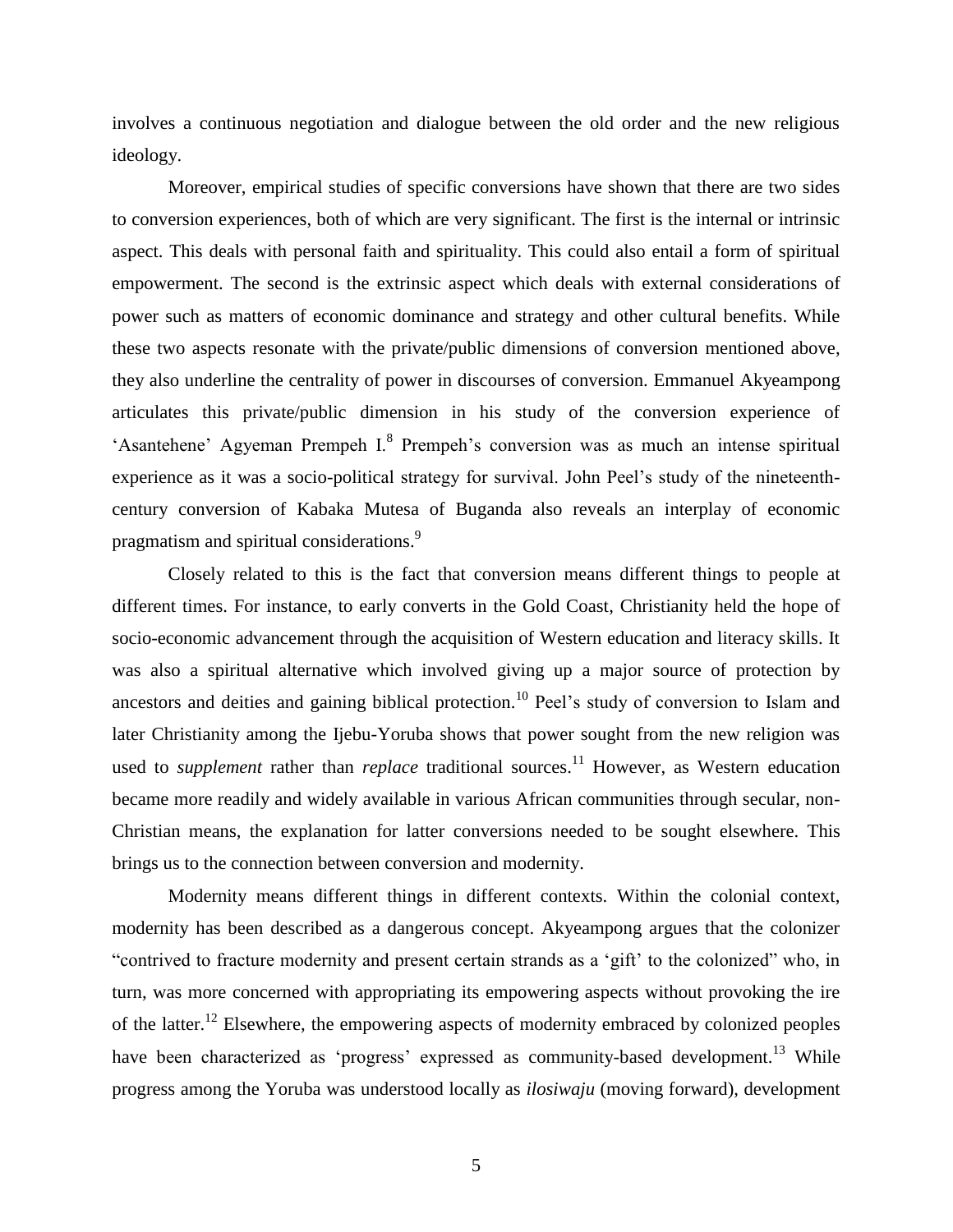involves a continuous negotiation and dialogue between the old order and the new religious ideology.

Moreover, empirical studies of specific conversions have shown that there are two sides to conversion experiences, both of which are very significant. The first is the internal or intrinsic aspect. This deals with personal faith and spirituality. This could also entail a form of spiritual empowerment. The second is the extrinsic aspect which deals with external considerations of power such as matters of economic dominance and strategy and other cultural benefits. While these two aspects resonate with the private/public dimensions of conversion mentioned above, they also underline the centrality of power in discourses of conversion. Emmanuel Akyeampong articulates this private/public dimension in his study of the conversion experience of 'Asantehene' Agyeman Prempeh I.[8] Prempeh's conversion was as much an intense spiritual experience as it was a socio-political strategy for survival. John Peel's study of the nineteenth-century conversion of Kabaka Mutesa of Buganda also reveals an interplay of economic pragmatism and spiritual considerations.[9]

Closely related to this is the fact that conversion means different things to people at different times. For instance, to early converts in the Gold Coast, Christianity held the hope of socio-economic advancement through the acquisition of Western education and literacy skills. It was also a spiritual alternative which involved giving up a major source of protection by ancestors and deities and gaining biblical protection.[10] Peel's study of conversion to Islam and later Christianity among the Ijebu-Yoruba shows that power sought from the new religion was used to *supplement* rather than *replace* traditional sources.[11] However, as Western education became more readily and widely available in various African communities through secular, non-Christian means, the explanation for latter conversions needed to be sought elsewhere. This brings us to the connection between conversion and modernity.

Modernity means different things in different contexts. Within the colonial context, modernity has been described as a dangerous concept. Akyeampong argues that the colonizer "contrived to fracture modernity and present certain strands as a 'gift' to the colonized" who, in turn, was more concerned with appropriating its empowering aspects without provoking the ire of the latter.[12] Elsewhere, the empowering aspects of modernity embraced by colonized peoples have been characterized as 'progress' expressed as community-based development.[13] While progress among the Yoruba was understood locally as *ilosiwaju* (moving forward), development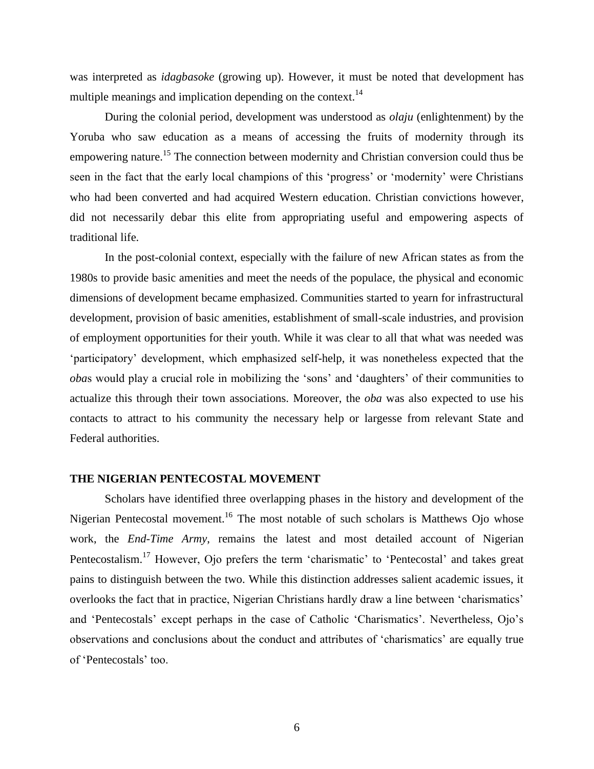was interpreted as *idagbasoke* (growing up). However, it must be noted that development has multiple meanings and implication depending on the context.[14]

During the colonial period, development was understood as *olaju* (enlightenment) by the Yoruba who saw education as a means of accessing the fruits of modernity through its empowering nature.[15] The connection between modernity and Christian conversion could thus be seen in the fact that the early local champions of this 'progress' or 'modernity' were Christians who had been converted and had acquired Western education. Christian convictions however, did not necessarily debar this elite from appropriating useful and empowering aspects of traditional life.

In the post-colonial context, especially with the failure of new African states as from the 1980s to provide basic amenities and meet the needs of the populace, the physical and economic dimensions of development became emphasized. Communities started to yearn for infrastructural development, provision of basic amenities, establishment of small-scale industries, and provision of employment opportunities for their youth. While it was clear to all that what was needed was 'participatory' development, which emphasized self-help, it was nonetheless expected that the *oba*s would play a crucial role in mobilizing the 'sons' and 'daughters' of their communities to actualize this through their town associations. Moreover, the *oba* was also expected to use his contacts to attract to his community the necessary help or largesse from relevant State and Federal authorities.

## THE NIGERIAN PENTECOSTAL MOVEMENT

Scholars have identified three overlapping phases in the history and development of the Nigerian Pentecostal movement.[16] The most notable of such scholars is Matthews Ojo whose work, the *End-Time Army*, remains the latest and most detailed account of Nigerian Pentecostalism.[17] However, Ojo prefers the term 'charismatic' to 'Pentecostal' and takes great pains to distinguish between the two. While this distinction addresses salient academic issues, it overlooks the fact that in practice, Nigerian Christians hardly draw a line between 'charismatics' and 'Pentecostals' except perhaps in the case of Catholic 'Charismatics'. Nevertheless, Ojo's observations and conclusions about the conduct and attributes of 'charismatics' are equally true of 'Pentecostals' too.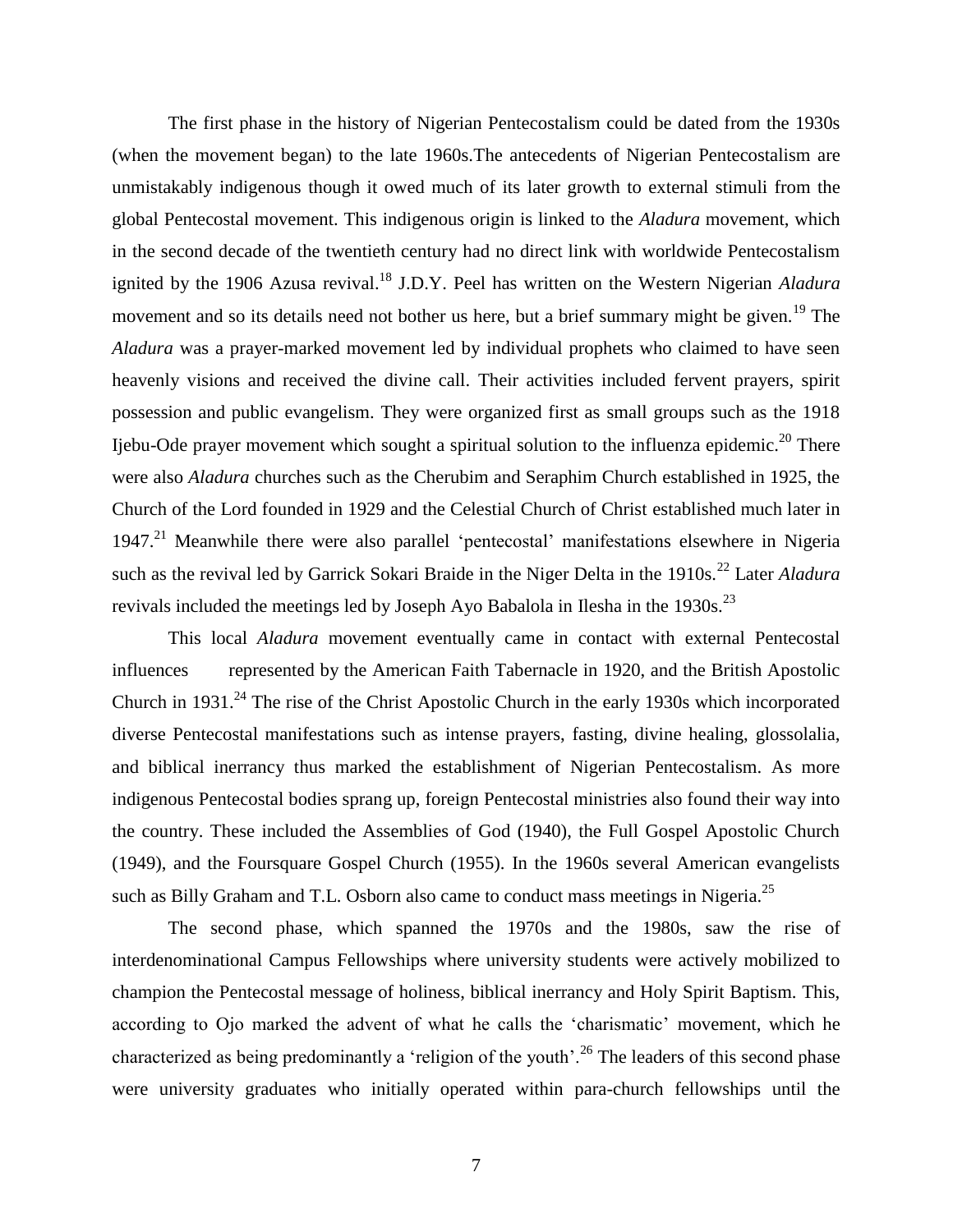The first phase in the history of Nigerian Pentecostalism could be dated from the 1930s (when the movement began) to the late 1960s.The antecedents of Nigerian Pentecostalism are unmistakably indigenous though it owed much of its later growth to external stimuli from the global Pentecostal movement. This indigenous origin is linked to the *Aladura* movement, which in the second decade of the twentieth century had no direct link with worldwide Pentecostalism ignited by the 1906 Azusa revival.[18] J.D.Y. Peel has written on the Western Nigerian *Aladura* movement and so its details need not bother us here, but a brief summary might be given.[19] The *Aladura* was a prayer-marked movement led by individual prophets who claimed to have seen heavenly visions and received the divine call. Their activities included fervent prayers, spirit possession and public evangelism. They were organized first as small groups such as the 1918 Ijebu-Ode prayer movement which sought a spiritual solution to the influenza epidemic.[20] There were also *Aladura* churches such as the Cherubim and Seraphim Church established in 1925, the Church of the Lord founded in 1929 and the Celestial Church of Christ established much later in 1947.[21] Meanwhile there were also parallel 'pentecostal' manifestations elsewhere in Nigeria such as the revival led by Garrick Sokari Braide in the Niger Delta in the 1910s.[22] Later *Aladura* revivals included the meetings led by Joseph Ayo Babalola in Ilesha in the 1930s.[23]

This local *Aladura* movement eventually came in contact with external Pentecostal influences represented by the American Faith Tabernacle in 1920, and the British Apostolic Church in 1931.[24] The rise of the Christ Apostolic Church in the early 1930s which incorporated diverse Pentecostal manifestations such as intense prayers, fasting, divine healing, glossolalia, and biblical inerrancy thus marked the establishment of Nigerian Pentecostalism. As more indigenous Pentecostal bodies sprang up, foreign Pentecostal ministries also found their way into the country. These included the Assemblies of God (1940), the Full Gospel Apostolic Church (1949), and the Foursquare Gospel Church (1955). In the 1960s several American evangelists such as Billy Graham and T.L. Osborn also came to conduct mass meetings in Nigeria.[25]

The second phase, which spanned the 1970s and the 1980s, saw the rise of interdenominational Campus Fellowships where university students were actively mobilized to champion the Pentecostal message of holiness, biblical inerrancy and Holy Spirit Baptism. This, according to Ojo marked the advent of what he calls the 'charismatic' movement, which he characterized as being predominantly a 'religion of the youth'.[26] The leaders of this second phase were university graduates who initially operated within para-church fellowships until the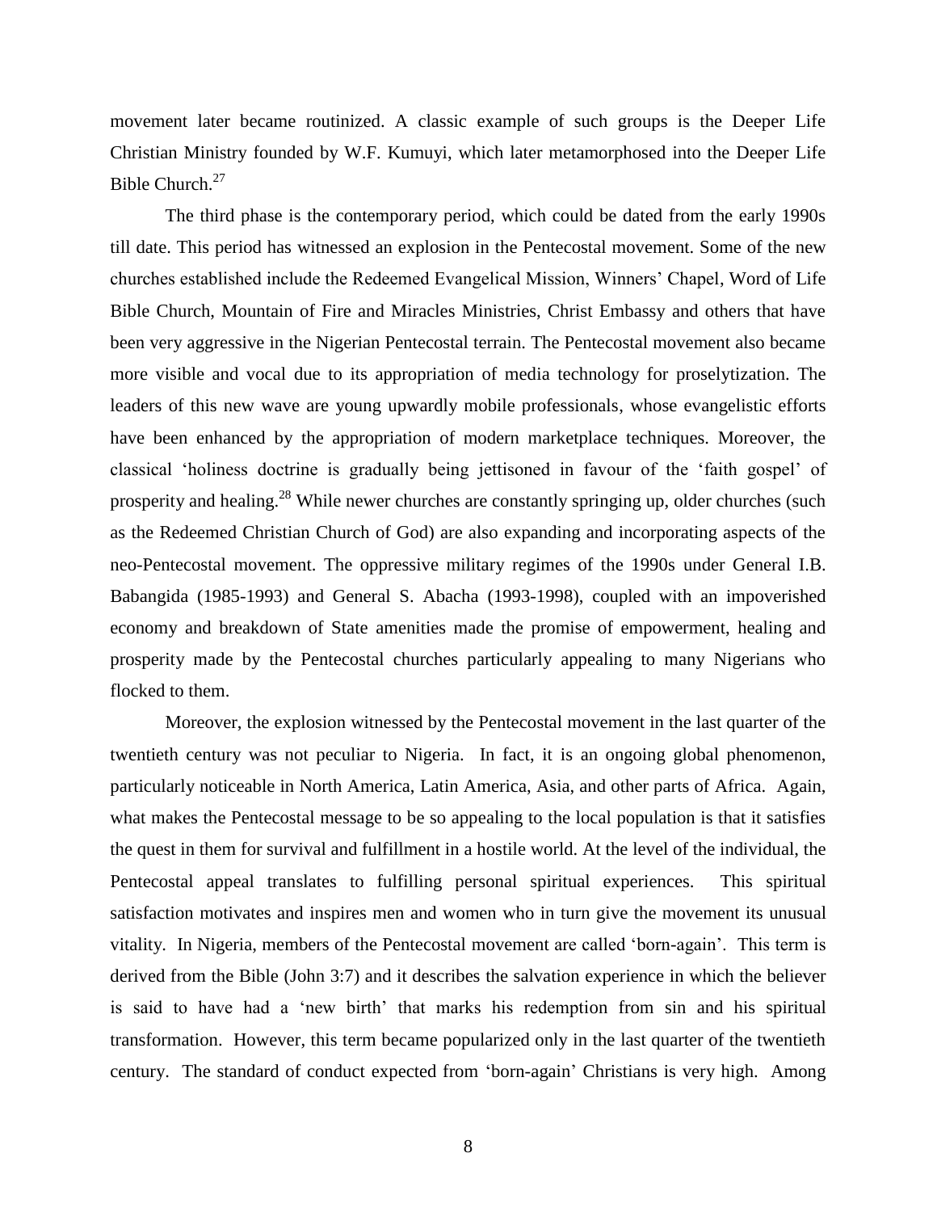movement later became routinized. A classic example of such groups is the Deeper Life Christian Ministry founded by W.F. Kumuyi, which later metamorphosed into the Deeper Life Bible Church.[27]

The third phase is the contemporary period, which could be dated from the early 1990s till date. This period has witnessed an explosion in the Pentecostal movement. Some of the new churches established include the Redeemed Evangelical Mission, Winners' Chapel, Word of Life Bible Church, Mountain of Fire and Miracles Ministries, Christ Embassy and others that have been very aggressive in the Nigerian Pentecostal terrain. The Pentecostal movement also became more visible and vocal due to its appropriation of media technology for proselytization. The leaders of this new wave are young upwardly mobile professionals, whose evangelistic efforts have been enhanced by the appropriation of modern marketplace techniques. Moreover, the classical 'holiness doctrine is gradually being jettisoned in favour of the 'faith gospel' of prosperity and healing.[28] While newer churches are constantly springing up, older churches (such as the Redeemed Christian Church of God) are also expanding and incorporating aspects of the neo-Pentecostal movement. The oppressive military regimes of the 1990s under General I.B. Babangida (1985-1993) and General S. Abacha (1993-1998), coupled with an impoverished economy and breakdown of State amenities made the promise of empowerment, healing and prosperity made by the Pentecostal churches particularly appealing to many Nigerians who flocked to them.

Moreover, the explosion witnessed by the Pentecostal movement in the last quarter of the twentieth century was not peculiar to Nigeria. In fact, it is an ongoing global phenomenon, particularly noticeable in North America, Latin America, Asia, and other parts of Africa. Again, what makes the Pentecostal message to be so appealing to the local population is that it satisfies the quest in them for survival and fulfillment in a hostile world. At the level of the individual, the Pentecostal appeal translates to fulfilling personal spiritual experiences. This spiritual satisfaction motivates and inspires men and women who in turn give the movement its unusual vitality. In Nigeria, members of the Pentecostal movement are called 'born-again'. This term is derived from the Bible (John 3:7) and it describes the salvation experience in which the believer is said to have had a 'new birth' that marks his redemption from sin and his spiritual transformation. However, this term became popularized only in the last quarter of the twentieth century. The standard of conduct expected from 'born-again' Christians is very high. Among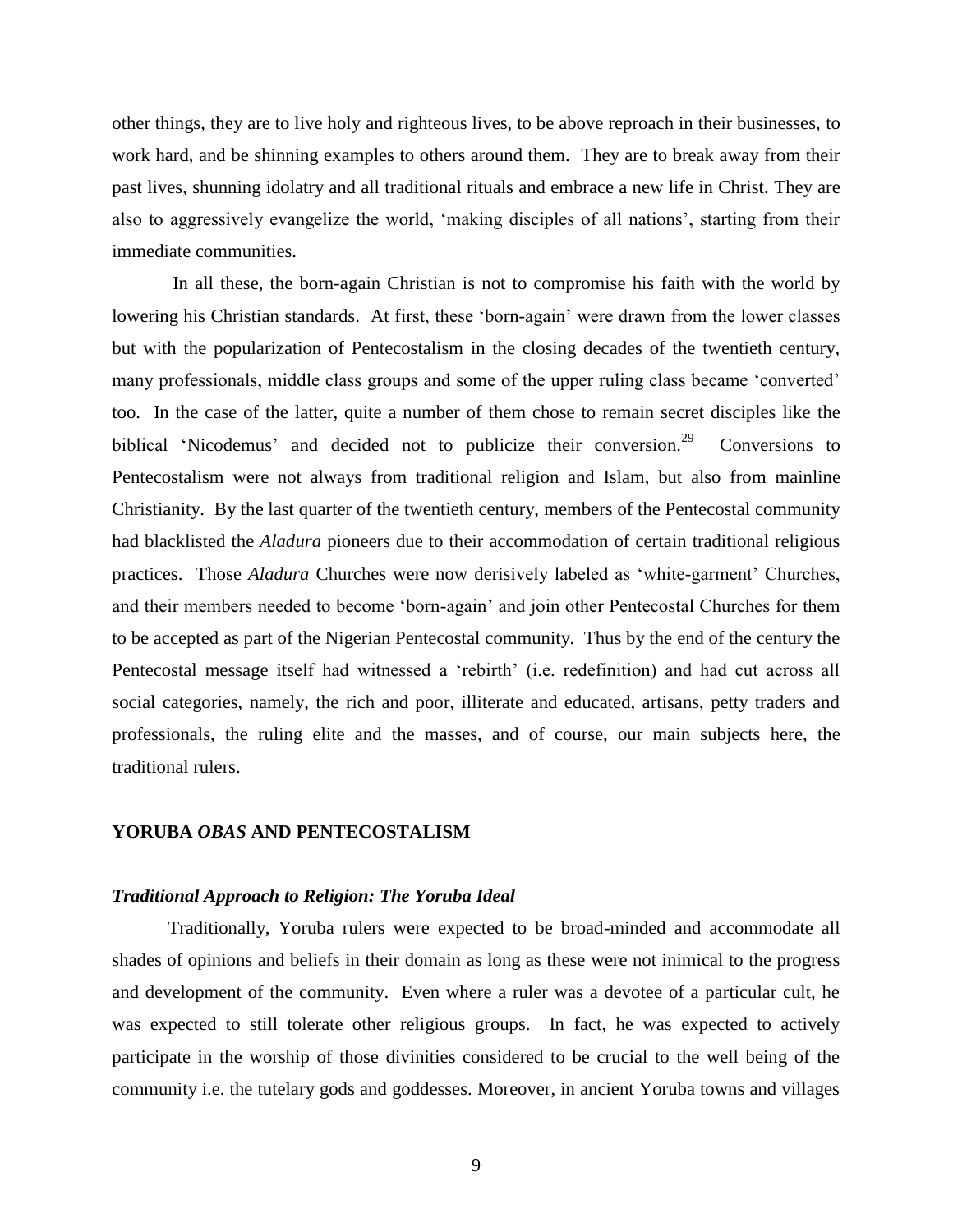other things, they are to live holy and righteous lives, to be above reproach in their businesses, to work hard, and be shinning examples to others around them. They are to break away from their past lives, shunning idolatry and all traditional rituals and embrace a new life in Christ. They are also to aggressively evangelize the world, 'making disciples of all nations', starting from their immediate communities.

In all these, the born-again Christian is not to compromise his faith with the world by lowering his Christian standards. At first, these 'born-again' were drawn from the lower classes but with the popularization of Pentecostalism in the closing decades of the twentieth century, many professionals, middle class groups and some of the upper ruling class became 'converted' too. In the case of the latter, quite a number of them chose to remain secret disciples like the biblical 'Nicodemus' and decided not to publicize their conversion.[29] Conversions to Pentecostalism were not always from traditional religion and Islam, but also from mainline Christianity. By the last quarter of the twentieth century, members of the Pentecostal community had blacklisted the *Aladura* pioneers due to their accommodation of certain traditional religious practices. Those *Aladura* Churches were now derisively labeled as 'white-garment' Churches, and their members needed to become 'born-again' and join other Pentecostal Churches for them to be accepted as part of the Nigerian Pentecostal community. Thus by the end of the century the Pentecostal message itself had witnessed a 'rebirth' (i.e. redefinition) and had cut across all social categories, namely, the rich and poor, illiterate and educated, artisans, petty traders and professionals, the ruling elite and the masses, and of course, our main subjects here, the traditional rulers.

## YORUBA *OBAS* AND PENTECOSTALISM

### *Traditional Approach to Religion: The Yoruba Ideal*

Traditionally, Yoruba rulers were expected to be broad-minded and accommodate all shades of opinions and beliefs in their domain as long as these were not inimical to the progress and development of the community. Even where a ruler was a devotee of a particular cult, he was expected to still tolerate other religious groups. In fact, he was expected to actively participate in the worship of those divinities considered to be crucial to the well being of the community i.e. the tutelary gods and goddesses. Moreover, in ancient Yoruba towns and villages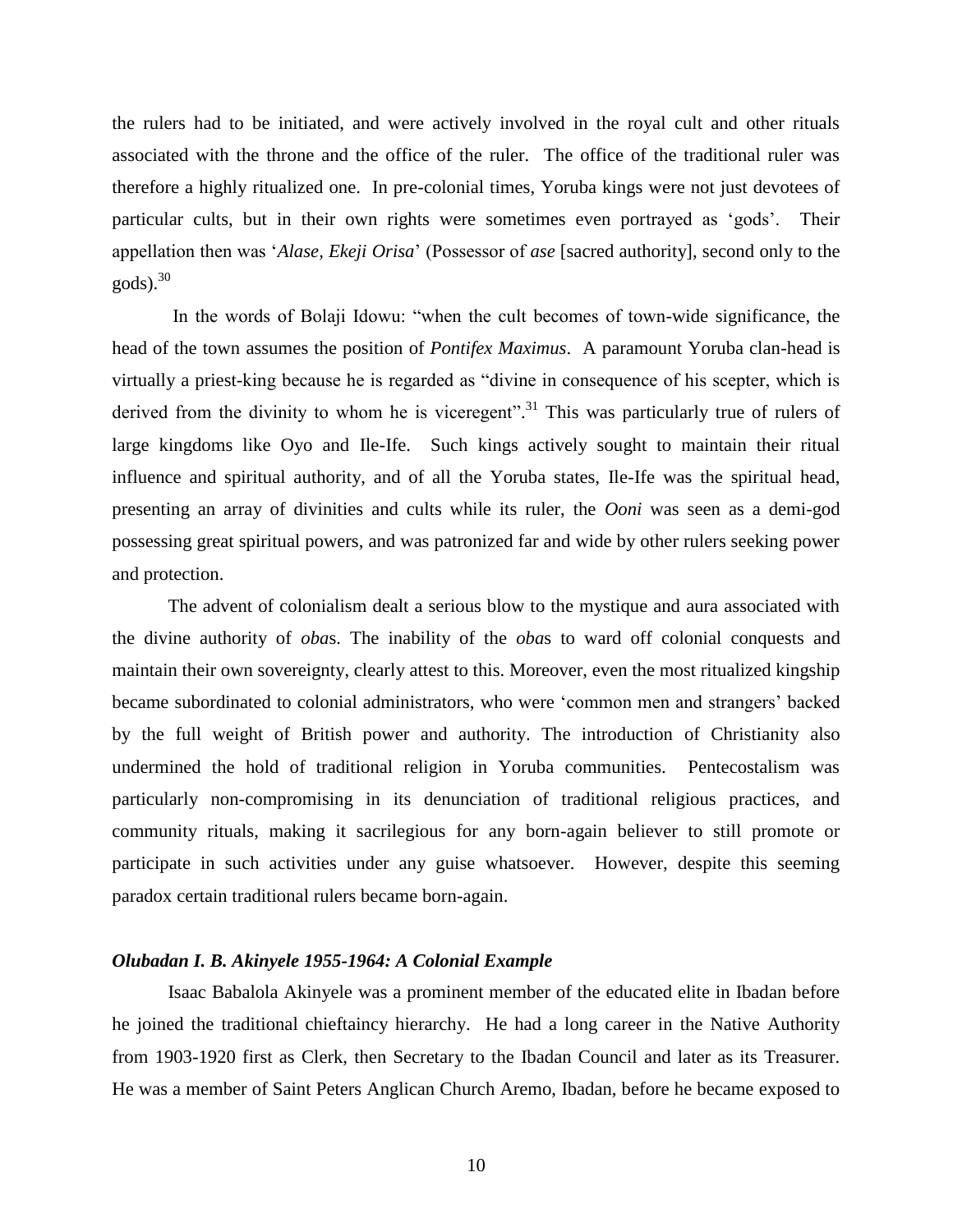the rulers had to be initiated, and were actively involved in the royal cult and other rituals associated with the throne and the office of the ruler. The office of the traditional ruler was therefore a highly ritualized one. In pre-colonial times, Yoruba kings were not just devotees of particular cults, but in their own rights were sometimes even portrayed as 'gods'. Their appellation then was '*Alase, Ekeji Orisa*' (Possessor of *ase* [sacred authority], second only to the gods).[30]

In the words of Bolaji Idowu: "when the cult becomes of town-wide significance, the head of the town assumes the position of *Pontifex Maximus*. A paramount Yoruba clan-head is virtually a priest-king because he is regarded as "divine in consequence of his scepter, which is derived from the divinity to whom he is viceregent".[31] This was particularly true of rulers of large kingdoms like Oyo and Ile-Ife. Such kings actively sought to maintain their ritual influence and spiritual authority, and of all the Yoruba states, Ile-Ife was the spiritual head, presenting an array of divinities and cults while its ruler, the *Ooni* was seen as a demi-god possessing great spiritual powers, and was patronized far and wide by other rulers seeking power and protection.

The advent of colonialism dealt a serious blow to the mystique and aura associated with the divine authority of *oba*s. The inability of the *oba*s to ward off colonial conquests and maintain their own sovereignty, clearly attest to this. Moreover, even the most ritualized kingship became subordinated to colonial administrators, who were 'common men and strangers' backed by the full weight of British power and authority. The introduction of Christianity also undermined the hold of traditional religion in Yoruba communities. Pentecostalism was particularly non-compromising in its denunciation of traditional religious practices, and community rituals, making it sacrilegious for any born-again believer to still promote or participate in such activities under any guise whatsoever. However, despite this seeming paradox certain traditional rulers became born-again.

### *Olubadan I. B. Akinyele 1955-1964: A Colonial Example*

Isaac Babalola Akinyele was a prominent member of the educated elite in Ibadan before he joined the traditional chieftaincy hierarchy. He had a long career in the Native Authority from 1903-1920 first as Clerk, then Secretary to the Ibadan Council and later as its Treasurer. He was a member of Saint Peters Anglican Church Aremo, Ibadan, before he became exposed to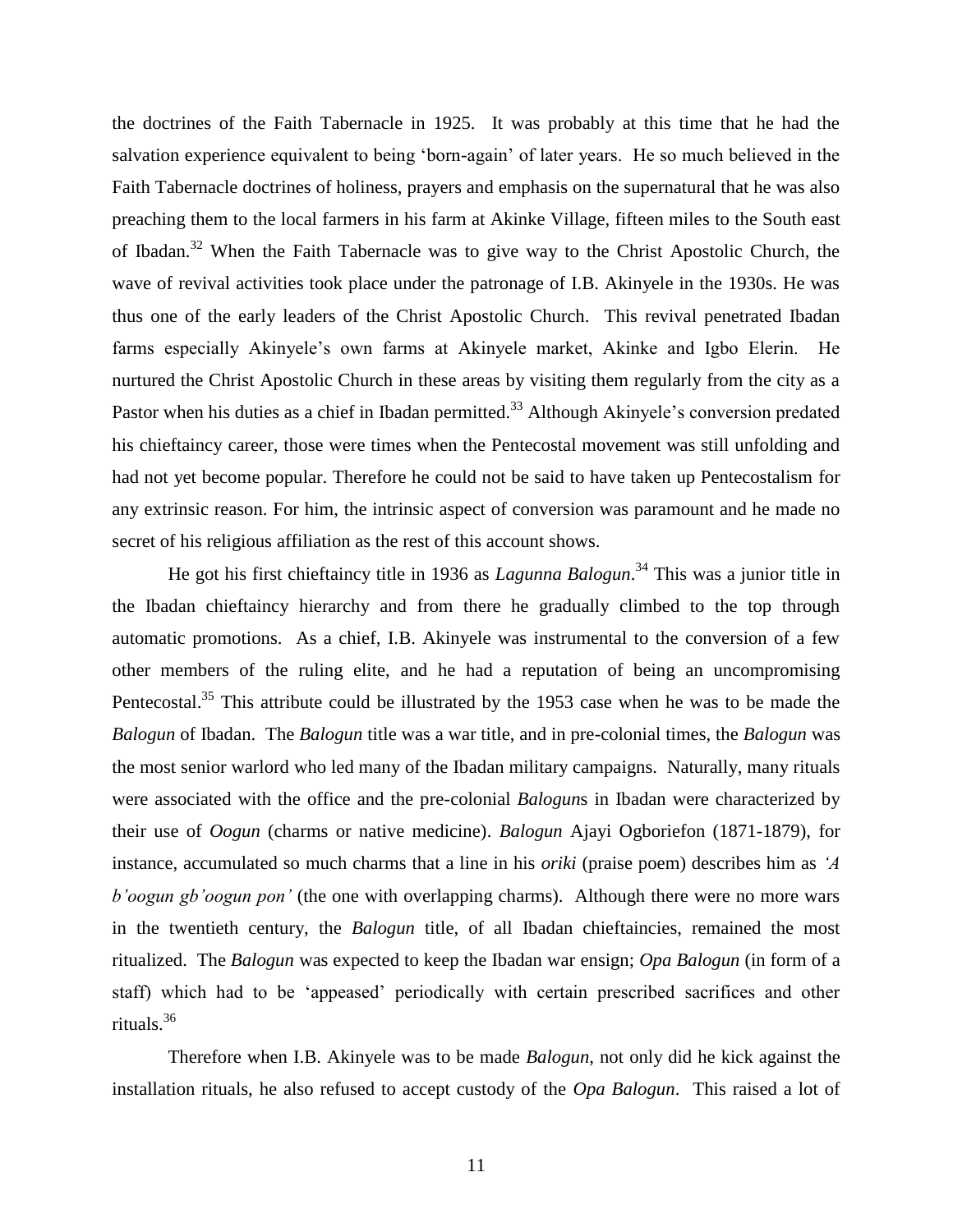the doctrines of the Faith Tabernacle in 1925. It was probably at this time that he had the salvation experience equivalent to being 'born-again' of later years. He so much believed in the Faith Tabernacle doctrines of holiness, prayers and emphasis on the supernatural that he was also preaching them to the local farmers in his farm at Akinke Village, fifteen miles to the South east of Ibadan.[32] When the Faith Tabernacle was to give way to the Christ Apostolic Church, the wave of revival activities took place under the patronage of I.B. Akinyele in the 1930s. He was thus one of the early leaders of the Christ Apostolic Church. This revival penetrated Ibadan farms especially Akinyele's own farms at Akinyele market, Akinke and Igbo Elerin. He nurtured the Christ Apostolic Church in these areas by visiting them regularly from the city as a Pastor when his duties as a chief in Ibadan permitted.[33] Although Akinyele's conversion predated his chieftaincy career, those were times when the Pentecostal movement was still unfolding and had not yet become popular. Therefore he could not be said to have taken up Pentecostalism for any extrinsic reason. For him, the intrinsic aspect of conversion was paramount and he made no secret of his religious affiliation as the rest of this account shows.

He got his first chieftaincy title in 1936 as *Lagunna Balogun*.[34] This was a junior title in the Ibadan chieftaincy hierarchy and from there he gradually climbed to the top through automatic promotions. As a chief, I.B. Akinyele was instrumental to the conversion of a few other members of the ruling elite, and he had a reputation of being an uncompromising Pentecostal.[35] This attribute could be illustrated by the 1953 case when he was to be made the *Balogun* of Ibadan. The *Balogun* title was a war title, and in pre-colonial times, the *Balogun* was the most senior warlord who led many of the Ibadan military campaigns. Naturally, many rituals were associated with the office and the pre-colonial *Balogun*s in Ibadan were characterized by their use of *Oogun* (charms or native medicine). *Balogun* Ajayi Ogboriefon (1871-1879), for instance, accumulated so much charms that a line in his *oriki* (praise poem) describes him as *'A b'oogun gb'oogun pon'* (the one with overlapping charms). Although there were no more wars in the twentieth century, the *Balogun* title, of all Ibadan chieftaincies, remained the most ritualized. The *Balogun* was expected to keep the Ibadan war ensign; *Opa Balogun* (in form of a staff) which had to be 'appeased' periodically with certain prescribed sacrifices and other rituals.[36]

Therefore when I.B. Akinyele was to be made *Balogun*, not only did he kick against the installation rituals, he also refused to accept custody of the *Opa Balogun*. This raised a lot of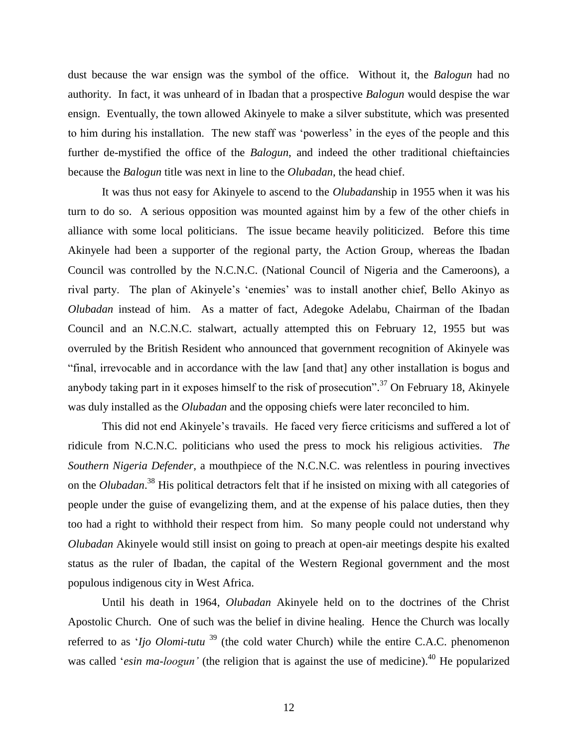dust because the war ensign was the symbol of the office. Without it, the *Balogun* had no authority. In fact, it was unheard of in Ibadan that a prospective *Balogun* would despise the war ensign. Eventually, the town allowed Akinyele to make a silver substitute, which was presented to him during his installation. The new staff was 'powerless' in the eyes of the people and this further de-mystified the office of the *Balogun*, and indeed the other traditional chieftaincies because the *Balogun* title was next in line to the *Olubadan*, the head chief.

It was thus not easy for Akinyele to ascend to the *Olubadan*ship in 1955 when it was his turn to do so. A serious opposition was mounted against him by a few of the other chiefs in alliance with some local politicians. The issue became heavily politicized. Before this time Akinyele had been a supporter of the regional party, the Action Group, whereas the Ibadan Council was controlled by the N.C.N.C. (National Council of Nigeria and the Cameroons), a rival party. The plan of Akinyele's 'enemies' was to install another chief, Bello Akinyo as *Olubadan* instead of him. As a matter of fact, Adegoke Adelabu, Chairman of the Ibadan Council and an N.C.N.C. stalwart, actually attempted this on February 12, 1955 but was overruled by the British Resident who announced that government recognition of Akinyele was "final, irrevocable and in accordance with the law [and that] any other installation is bogus and anybody taking part in it exposes himself to the risk of prosecution".[37] On February 18, Akinyele was duly installed as the *Olubadan* and the opposing chiefs were later reconciled to him.

This did not end Akinyele's travails. He faced very fierce criticisms and suffered a lot of ridicule from N.C.N.C. politicians who used the press to mock his religious activities. *The Southern Nigeria Defender,* a mouthpiece of the N.C.N.C. was relentless in pouring invectives on the *Olubadan*.[38] His political detractors felt that if he insisted on mixing with all categories of people under the guise of evangelizing them, and at the expense of his palace duties, then they too had a right to withhold their respect from him. So many people could not understand why *Olubadan* Akinyele would still insist on going to preach at open-air meetings despite his exalted status as the ruler of Ibadan, the capital of the Western Regional government and the most populous indigenous city in West Africa.

Until his death in 1964, *Olubadan* Akinyele held on to the doctrines of the Christ Apostolic Church. One of such was the belief in divine healing. Hence the Church was locally referred to as '*Ijo Olomi-tutu* [39] (the cold water Church) while the entire C.A.C. phenomenon was called '*esin ma-loogun'* (the religion that is against the use of medicine).[40] He popularized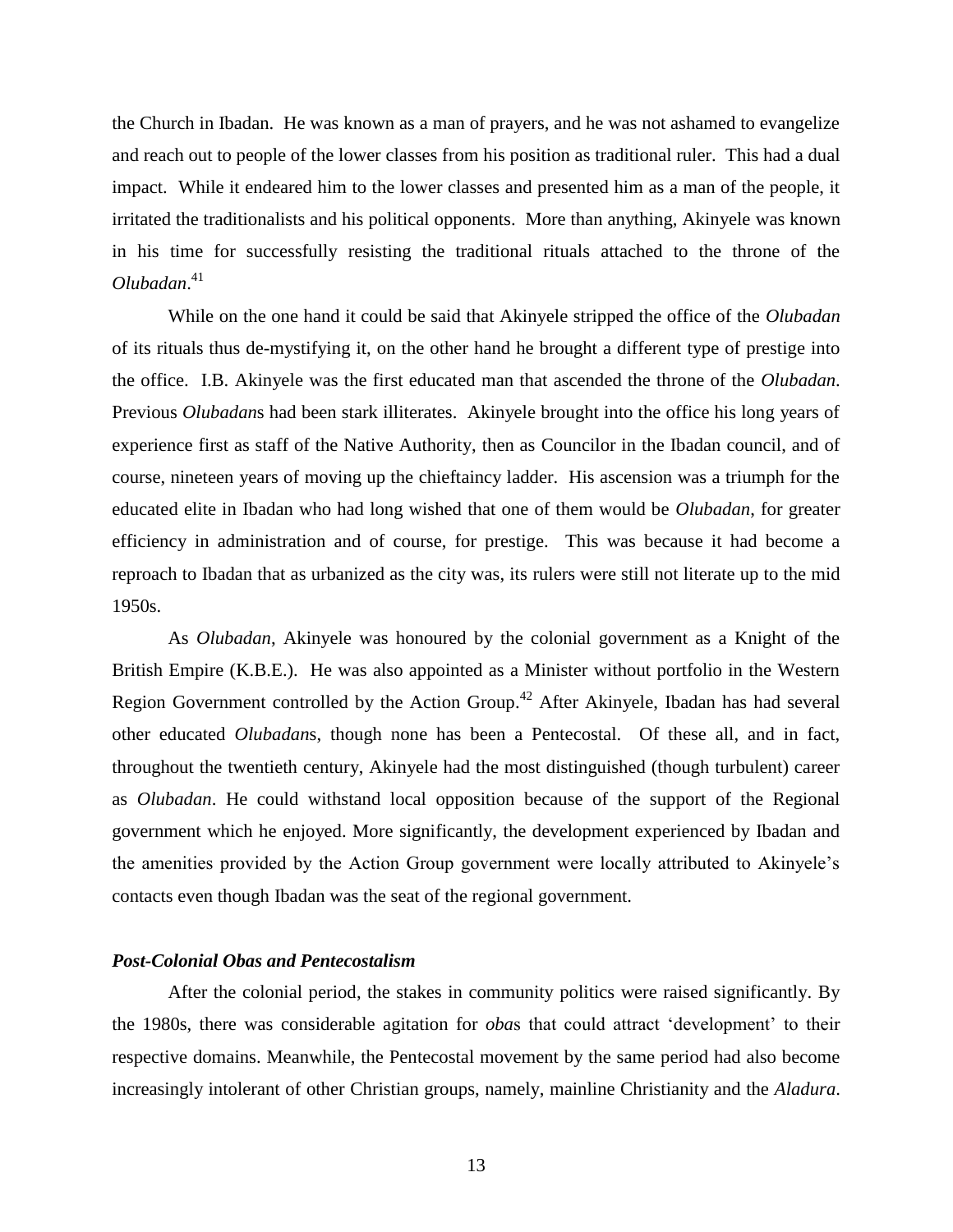the Church in Ibadan. He was known as a man of prayers, and he was not ashamed to evangelize and reach out to people of the lower classes from his position as traditional ruler. This had a dual impact. While it endeared him to the lower classes and presented him as a man of the people, it irritated the traditionalists and his political opponents. More than anything, Akinyele was known in his time for successfully resisting the traditional rituals attached to the throne of the *Olubadan*.[41]

While on the one hand it could be said that Akinyele stripped the office of the *Olubadan* of its rituals thus de-mystifying it, on the other hand he brought a different type of prestige into the office. I.B. Akinyele was the first educated man that ascended the throne of the *Olubadan*. Previous *Olubadan*s had been stark illiterates. Akinyele brought into the office his long years of experience first as staff of the Native Authority, then as Councilor in the Ibadan council, and of course, nineteen years of moving up the chieftaincy ladder. His ascension was a triumph for the educated elite in Ibadan who had long wished that one of them would be *Olubadan*, for greater efficiency in administration and of course, for prestige. This was because it had become a reproach to Ibadan that as urbanized as the city was, its rulers were still not literate up to the mid 1950s.

As *Olubadan*, Akinyele was honoured by the colonial government as a Knight of the British Empire (K.B.E.). He was also appointed as a Minister without portfolio in the Western Region Government controlled by the Action Group.[42] After Akinyele, Ibadan has had several other educated *Olubadan*s, though none has been a Pentecostal. Of these all, and in fact, throughout the twentieth century, Akinyele had the most distinguished (though turbulent) career as *Olubadan*. He could withstand local opposition because of the support of the Regional government which he enjoyed. More significantly, the development experienced by Ibadan and the amenities provided by the Action Group government were locally attributed to Akinyele's contacts even though Ibadan was the seat of the regional government.

### *Post-Colonial Obas and Pentecostalism*

After the colonial period, the stakes in community politics were raised significantly. By the 1980s, there was considerable agitation for *oba*s that could attract 'development' to their respective domains. Meanwhile, the Pentecostal movement by the same period had also become increasingly intolerant of other Christian groups, namely, mainline Christianity and the *Aladura*.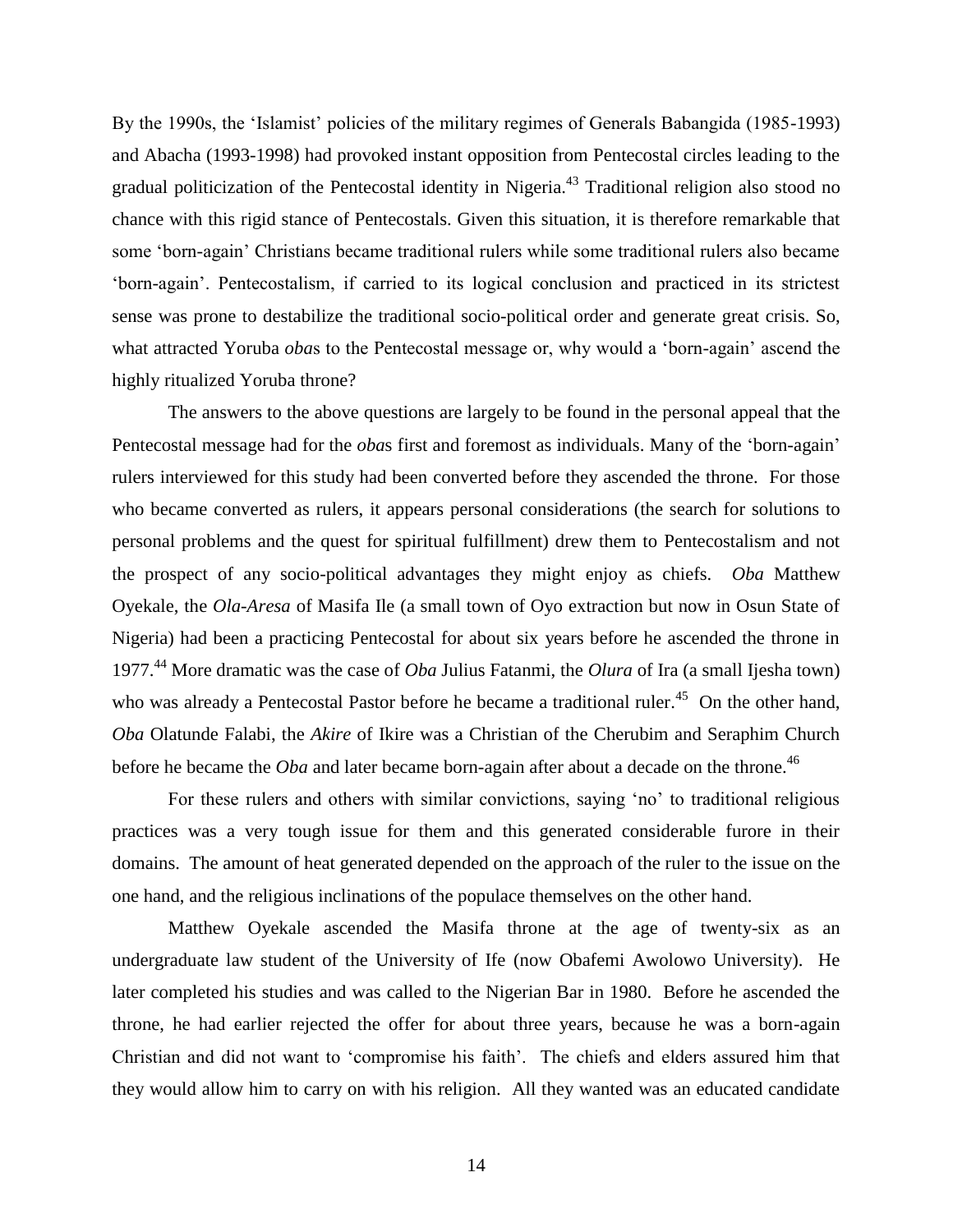By the 1990s, the 'Islamist' policies of the military regimes of Generals Babangida (1985-1993) and Abacha (1993-1998) had provoked instant opposition from Pentecostal circles leading to the gradual politicization of the Pentecostal identity in Nigeria.[43] Traditional religion also stood no chance with this rigid stance of Pentecostals. Given this situation, it is therefore remarkable that some 'born-again' Christians became traditional rulers while some traditional rulers also became 'born-again'. Pentecostalism, if carried to its logical conclusion and practiced in its strictest sense was prone to destabilize the traditional socio-political order and generate great crisis. So, what attracted Yoruba *oba*s to the Pentecostal message or, why would a 'born-again' ascend the highly ritualized Yoruba throne?

The answers to the above questions are largely to be found in the personal appeal that the Pentecostal message had for the *oba*s first and foremost as individuals. Many of the 'born-again' rulers interviewed for this study had been converted before they ascended the throne. For those who became converted as rulers, it appears personal considerations (the search for solutions to personal problems and the quest for spiritual fulfillment) drew them to Pentecostalism and not the prospect of any socio-political advantages they might enjoy as chiefs. *Oba* Matthew Oyekale, the *Ola-Aresa* of Masifa Ile (a small town of Oyo extraction but now in Osun State of Nigeria) had been a practicing Pentecostal for about six years before he ascended the throne in 1977.[44] More dramatic was the case of *Oba* Julius Fatanmi, the *Olura* of Ira (a small Ijesha town) who was already a Pentecostal Pastor before he became a traditional ruler.[45] On the other hand, *Oba* Olatunde Falabi, the *Akire* of Ikire was a Christian of the Cherubim and Seraphim Church before he became the *Oba* and later became born-again after about a decade on the throne.[46]

For these rulers and others with similar convictions, saying 'no' to traditional religious practices was a very tough issue for them and this generated considerable furore in their domains. The amount of heat generated depended on the approach of the ruler to the issue on the one hand, and the religious inclinations of the populace themselves on the other hand.

Matthew Oyekale ascended the Masifa throne at the age of twenty-six as an undergraduate law student of the University of Ife (now Obafemi Awolowo University). He later completed his studies and was called to the Nigerian Bar in 1980. Before he ascended the throne, he had earlier rejected the offer for about three years, because he was a born-again Christian and did not want to 'compromise his faith'. The chiefs and elders assured him that they would allow him to carry on with his religion. All they wanted was an educated candidate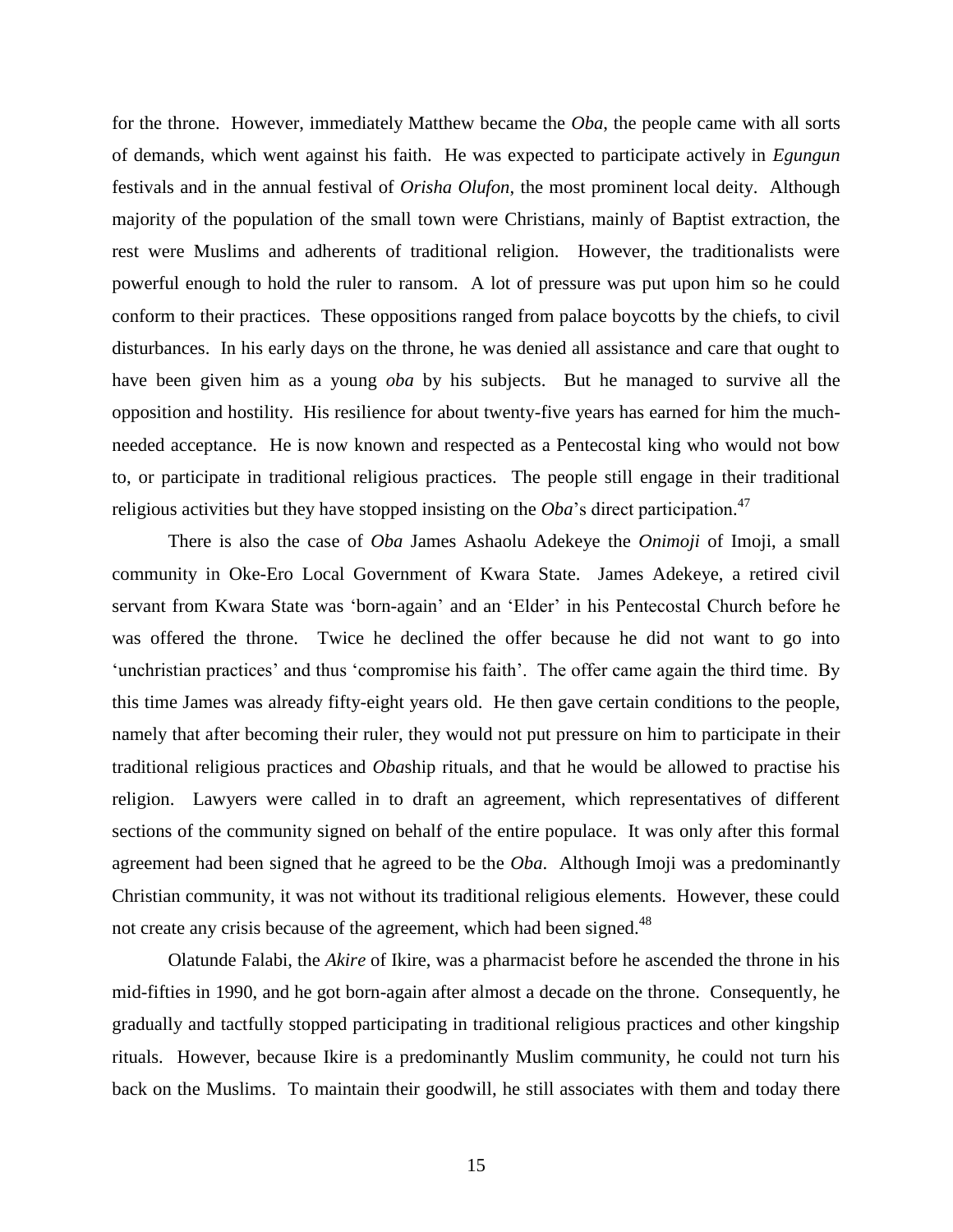for the throne. However, immediately Matthew became the *Oba*, the people came with all sorts of demands, which went against his faith. He was expected to participate actively in *Egungun* festivals and in the annual festival of *Orisha Olufon*, the most prominent local deity. Although majority of the population of the small town were Christians, mainly of Baptist extraction, the rest were Muslims and adherents of traditional religion. However, the traditionalists were powerful enough to hold the ruler to ransom. A lot of pressure was put upon him so he could conform to their practices. These oppositions ranged from palace boycotts by the chiefs, to civil disturbances. In his early days on the throne, he was denied all assistance and care that ought to have been given him as a young *oba* by his subjects. But he managed to survive all the opposition and hostility. His resilience for about twenty-five years has earned for him the much-needed acceptance. He is now known and respected as a Pentecostal king who would not bow to, or participate in traditional religious practices. The people still engage in their traditional religious activities but they have stopped insisting on the *Oba*'s direct participation.[47]

There is also the case of *Oba* James Ashaolu Adekeye the *Onimoji* of Imoji, a small community in Oke-Ero Local Government of Kwara State. James Adekeye, a retired civil servant from Kwara State was 'born-again' and an 'Elder' in his Pentecostal Church before he was offered the throne. Twice he declined the offer because he did not want to go into 'unchristian practices' and thus 'compromise his faith'. The offer came again the third time. By this time James was already fifty-eight years old. He then gave certain conditions to the people, namely that after becoming their ruler, they would not put pressure on him to participate in their traditional religious practices and *Oba*ship rituals, and that he would be allowed to practise his religion. Lawyers were called in to draft an agreement, which representatives of different sections of the community signed on behalf of the entire populace. It was only after this formal agreement had been signed that he agreed to be the *Oba*. Although Imoji was a predominantly Christian community, it was not without its traditional religious elements. However, these could not create any crisis because of the agreement, which had been signed.[48]

Olatunde Falabi, the *Akire* of Ikire, was a pharmacist before he ascended the throne in his mid-fifties in 1990, and he got born-again after almost a decade on the throne. Consequently, he gradually and tactfully stopped participating in traditional religious practices and other kingship rituals. However, because Ikire is a predominantly Muslim community, he could not turn his back on the Muslims. To maintain their goodwill, he still associates with them and today there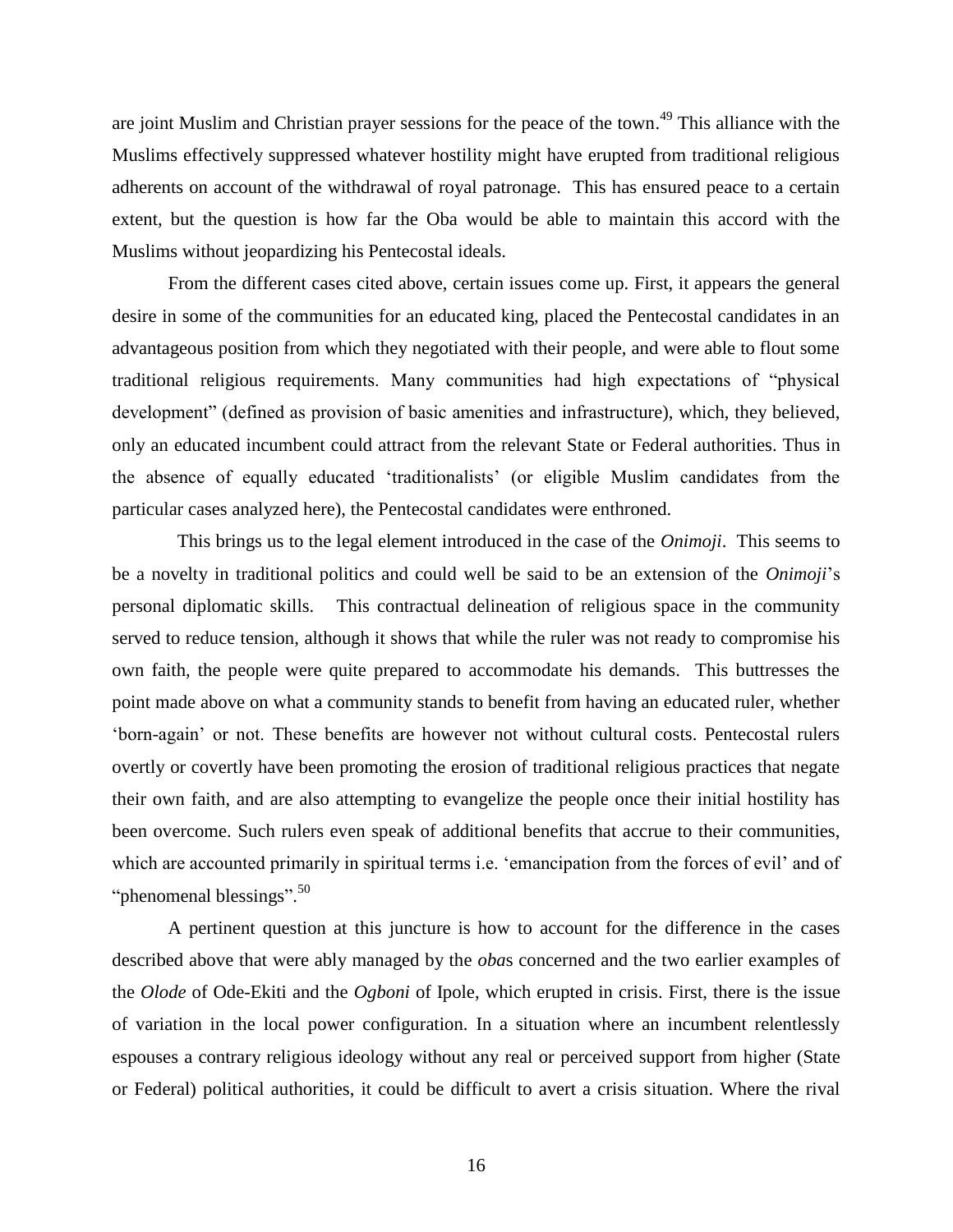are joint Muslim and Christian prayer sessions for the peace of the town.[49] This alliance with the Muslims effectively suppressed whatever hostility might have erupted from traditional religious adherents on account of the withdrawal of royal patronage. This has ensured peace to a certain extent, but the question is how far the Oba would be able to maintain this accord with the Muslims without jeopardizing his Pentecostal ideals.

From the different cases cited above, certain issues come up. First, it appears the general desire in some of the communities for an educated king, placed the Pentecostal candidates in an advantageous position from which they negotiated with their people, and were able to flout some traditional religious requirements. Many communities had high expectations of "physical development" (defined as provision of basic amenities and infrastructure), which, they believed, only an educated incumbent could attract from the relevant State or Federal authorities. Thus in the absence of equally educated 'traditionalists' (or eligible Muslim candidates from the particular cases analyzed here), the Pentecostal candidates were enthroned.

This brings us to the legal element introduced in the case of the *Onimoji*. This seems to be a novelty in traditional politics and could well be said to be an extension of the *Onimoji*'s personal diplomatic skills. This contractual delineation of religious space in the community served to reduce tension, although it shows that while the ruler was not ready to compromise his own faith, the people were quite prepared to accommodate his demands. This buttresses the point made above on what a community stands to benefit from having an educated ruler, whether 'born-again' or not. These benefits are however not without cultural costs. Pentecostal rulers overtly or covertly have been promoting the erosion of traditional religious practices that negate their own faith, and are also attempting to evangelize the people once their initial hostility has been overcome. Such rulers even speak of additional benefits that accrue to their communities, which are accounted primarily in spiritual terms i.e. 'emancipation from the forces of evil' and of "phenomenal blessings".[50]

A pertinent question at this juncture is how to account for the difference in the cases described above that were ably managed by the *oba*s concerned and the two earlier examples of the *Olode* of Ode-Ekiti and the *Ogboni* of Ipole, which erupted in crisis. First, there is the issue of variation in the local power configuration. In a situation where an incumbent relentlessly espouses a contrary religious ideology without any real or perceived support from higher (State or Federal) political authorities, it could be difficult to avert a crisis situation. Where the rival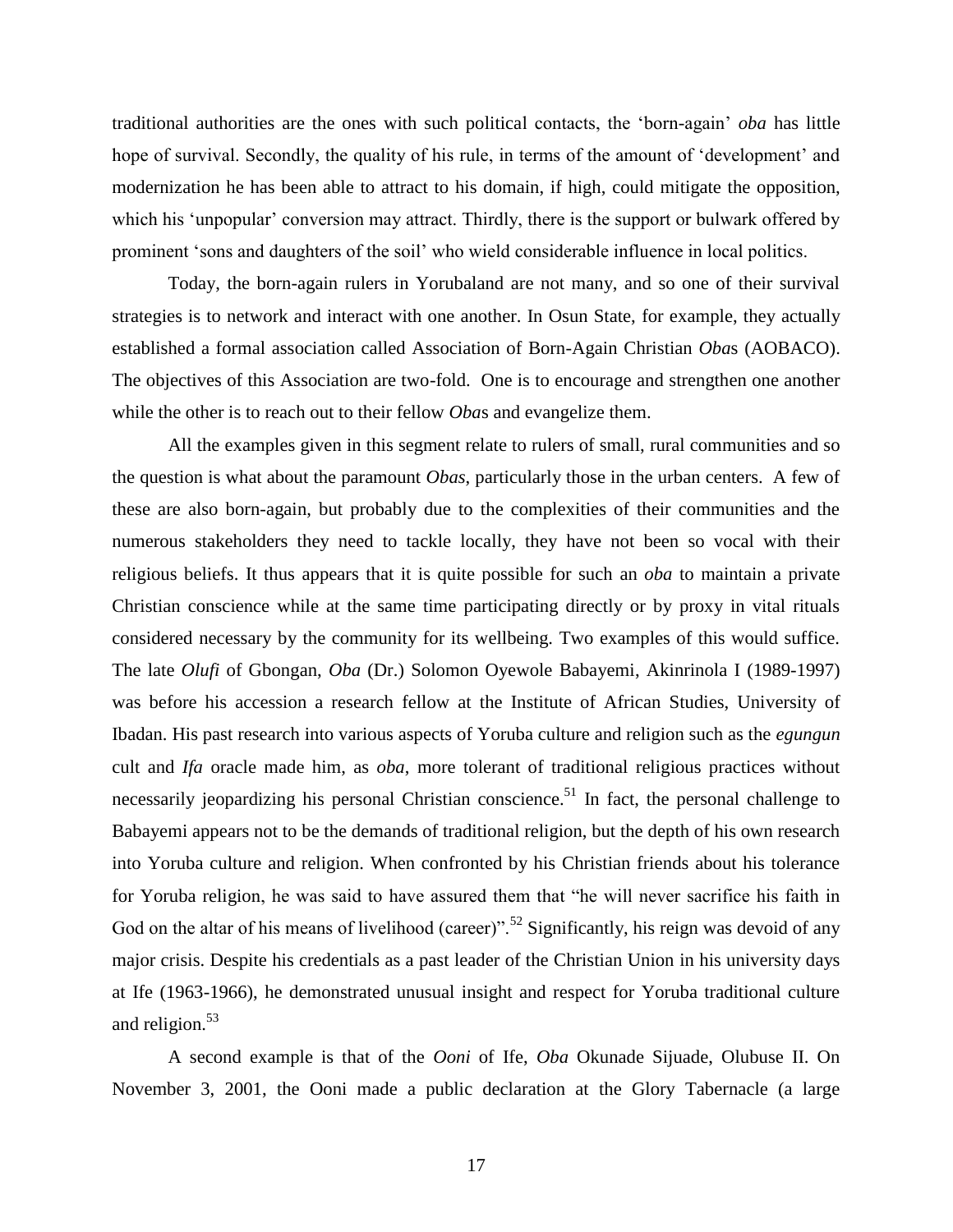traditional authorities are the ones with such political contacts, the 'born-again' *oba* has little hope of survival. Secondly, the quality of his rule, in terms of the amount of 'development' and modernization he has been able to attract to his domain, if high, could mitigate the opposition, which his 'unpopular' conversion may attract. Thirdly, there is the support or bulwark offered by prominent 'sons and daughters of the soil' who wield considerable influence in local politics.

Today, the born-again rulers in Yorubaland are not many, and so one of their survival strategies is to network and interact with one another. In Osun State, for example, they actually established a formal association called Association of Born-Again Christian *Oba*s (AOBACO). The objectives of this Association are two-fold. One is to encourage and strengthen one another while the other is to reach out to their fellow *Oba*s and evangelize them.

All the examples given in this segment relate to rulers of small, rural communities and so the question is what about the paramount *Obas*, particularly those in the urban centers. A few of these are also born-again, but probably due to the complexities of their communities and the numerous stakeholders they need to tackle locally, they have not been so vocal with their religious beliefs. It thus appears that it is quite possible for such an *oba* to maintain a private Christian conscience while at the same time participating directly or by proxy in vital rituals considered necessary by the community for its wellbeing. Two examples of this would suffice. The late *Olufi* of Gbongan, *Oba* (Dr.) Solomon Oyewole Babayemi, Akinrinola I (1989-1997) was before his accession a research fellow at the Institute of African Studies, University of Ibadan. His past research into various aspects of Yoruba culture and religion such as the *egungun* cult and *Ifa* oracle made him, as *oba*, more tolerant of traditional religious practices without necessarily jeopardizing his personal Christian conscience.[51] In fact, the personal challenge to Babayemi appears not to be the demands of traditional religion, but the depth of his own research into Yoruba culture and religion. When confronted by his Christian friends about his tolerance for Yoruba religion, he was said to have assured them that "he will never sacrifice his faith in God on the altar of his means of livelihood (career)".[52] Significantly, his reign was devoid of any major crisis. Despite his credentials as a past leader of the Christian Union in his university days at Ife (1963-1966), he demonstrated unusual insight and respect for Yoruba traditional culture and religion.[53]

A second example is that of the *Ooni* of Ife, *Oba* Okunade Sijuade, Olubuse II. On November 3, 2001, the Ooni made a public declaration at the Glory Tabernacle (a large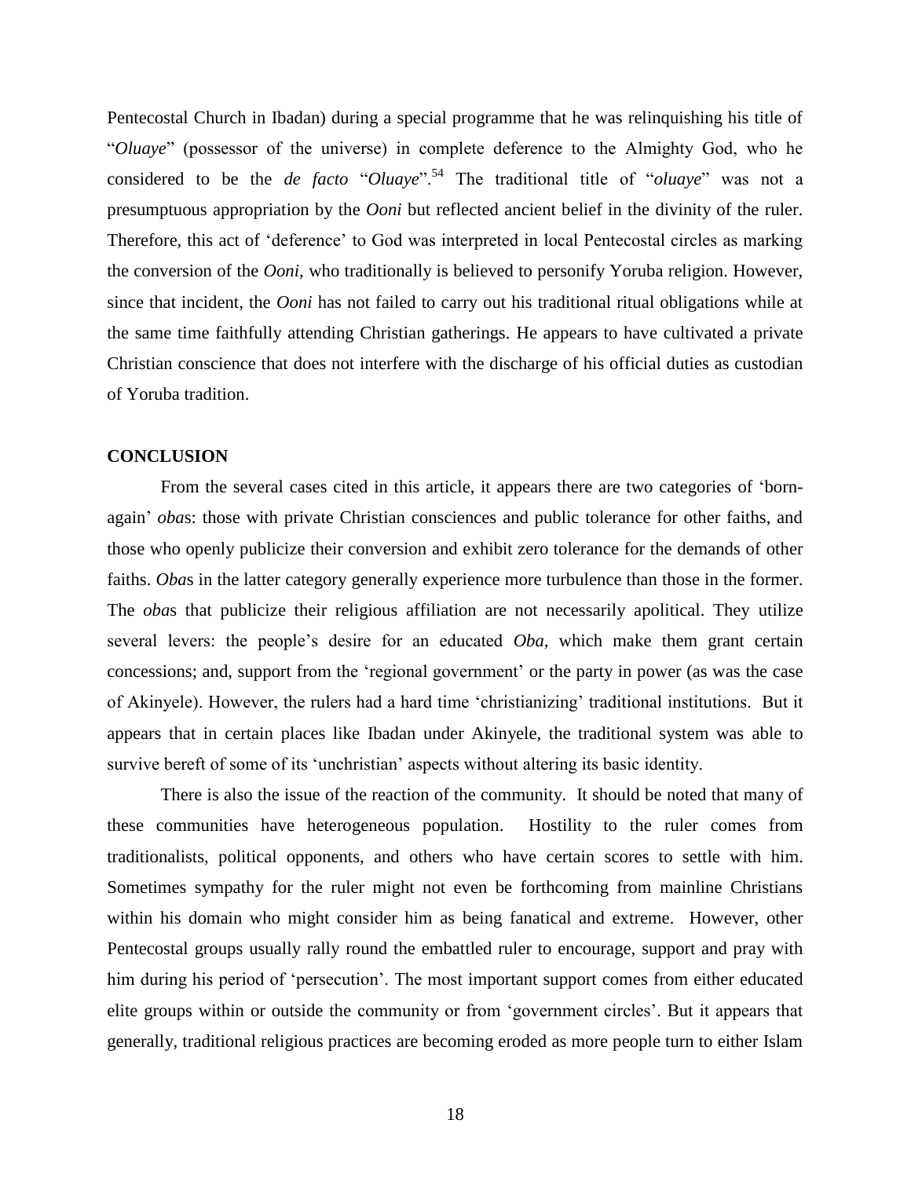Pentecostal Church in Ibadan) during a special programme that he was relinquishing his title of "*Oluaye*" (possessor of the universe) in complete deference to the Almighty God, who he considered to be the *de facto* "*Oluaye*".[54] The traditional title of "*oluaye*" was not a presumptuous appropriation by the *Ooni* but reflected ancient belief in the divinity of the ruler. Therefore, this act of 'deference' to God was interpreted in local Pentecostal circles as marking the conversion of the *Ooni*, who traditionally is believed to personify Yoruba religion. However, since that incident, the *Ooni* has not failed to carry out his traditional ritual obligations while at the same time faithfully attending Christian gatherings. He appears to have cultivated a private Christian conscience that does not interfere with the discharge of his official duties as custodian of Yoruba tradition.

## CONCLUSION

From the several cases cited in this article, it appears there are two categories of 'born-again' *oba*s: those with private Christian consciences and public tolerance for other faiths, and those who openly publicize their conversion and exhibit zero tolerance for the demands of other faiths. *Oba*s in the latter category generally experience more turbulence than those in the former. The *oba*s that publicize their religious affiliation are not necessarily apolitical. They utilize several levers: the people's desire for an educated *Oba*, which make them grant certain concessions; and, support from the 'regional government' or the party in power (as was the case of Akinyele). However, the rulers had a hard time 'christianizing' traditional institutions. But it appears that in certain places like Ibadan under Akinyele, the traditional system was able to survive bereft of some of its 'unchristian' aspects without altering its basic identity.

There is also the issue of the reaction of the community. It should be noted that many of these communities have heterogeneous population. Hostility to the ruler comes from traditionalists, political opponents, and others who have certain scores to settle with him. Sometimes sympathy for the ruler might not even be forthcoming from mainline Christians within his domain who might consider him as being fanatical and extreme. However, other Pentecostal groups usually rally round the embattled ruler to encourage, support and pray with him during his period of 'persecution'. The most important support comes from either educated elite groups within or outside the community or from 'government circles'. But it appears that generally, traditional religious practices are becoming eroded as more people turn to either Islam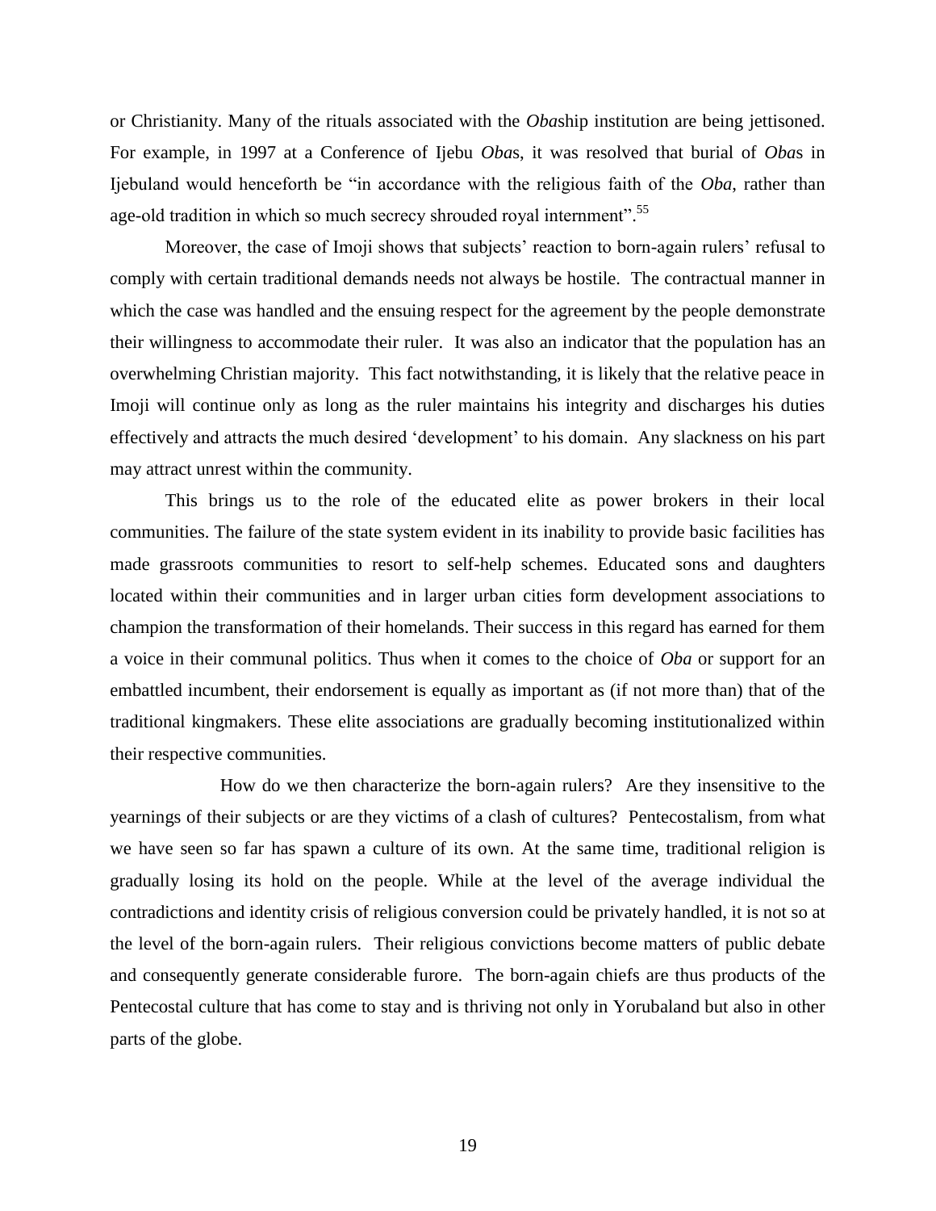or Christianity. Many of the rituals associated with the *Oba*ship institution are being jettisoned. For example, in 1997 at a Conference of Ijebu *Oba*s, it was resolved that burial of *Oba*s in Ijebuland would henceforth be "in accordance with the religious faith of the *Oba*, rather than age-old tradition in which so much secrecy shrouded royal internment".[55]

Moreover, the case of Imoji shows that subjects' reaction to born-again rulers' refusal to comply with certain traditional demands needs not always be hostile. The contractual manner in which the case was handled and the ensuing respect for the agreement by the people demonstrate their willingness to accommodate their ruler. It was also an indicator that the population has an overwhelming Christian majority. This fact notwithstanding, it is likely that the relative peace in Imoji will continue only as long as the ruler maintains his integrity and discharges his duties effectively and attracts the much desired 'development' to his domain. Any slackness on his part may attract unrest within the community.

This brings us to the role of the educated elite as power brokers in their local communities. The failure of the state system evident in its inability to provide basic facilities has made grassroots communities to resort to self-help schemes. Educated sons and daughters located within their communities and in larger urban cities form development associations to champion the transformation of their homelands. Their success in this regard has earned for them a voice in their communal politics. Thus when it comes to the choice of *Oba* or support for an embattled incumbent, their endorsement is equally as important as (if not more than) that of the traditional kingmakers. These elite associations are gradually becoming institutionalized within their respective communities.

How do we then characterize the born-again rulers? Are they insensitive to the yearnings of their subjects or are they victims of a clash of cultures? Pentecostalism, from what we have seen so far has spawn a culture of its own. At the same time, traditional religion is gradually losing its hold on the people. While at the level of the average individual the contradictions and identity crisis of religious conversion could be privately handled, it is not so at the level of the born-again rulers. Their religious convictions become matters of public debate and consequently generate considerable furore. The born-again chiefs are thus products of the Pentecostal culture that has come to stay and is thriving not only in Yorubaland but also in other parts of the globe.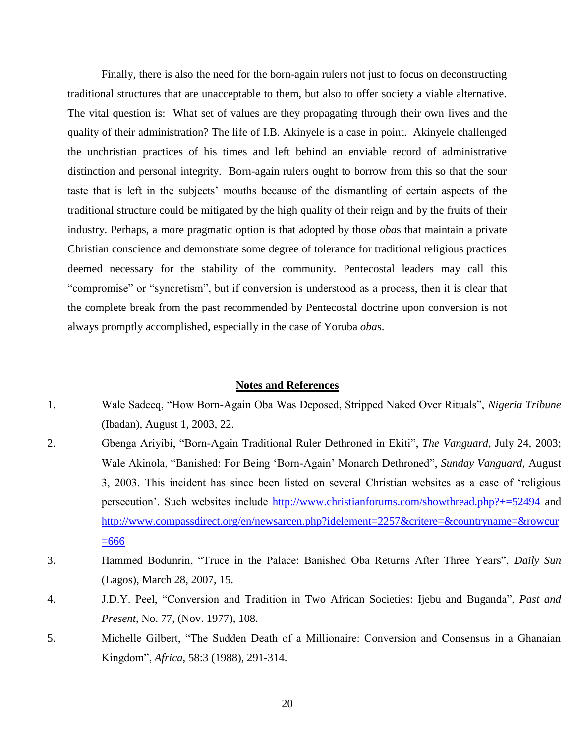Finally, there is also the need for the born-again rulers not just to focus on deconstructing traditional structures that are unacceptable to them, but also to offer society a viable alternative. The vital question is: What set of values are they propagating through their own lives and the quality of their administration? The life of I.B. Akinyele is a case in point. Akinyele challenged the unchristian practices of his times and left behind an enviable record of administrative distinction and personal integrity. Born-again rulers ought to borrow from this so that the sour taste that is left in the subjects' mouths because of the dismantling of certain aspects of the traditional structure could be mitigated by the high quality of their reign and by the fruits of their industry. Perhaps, a more pragmatic option is that adopted by those *oba*s that maintain a private Christian conscience and demonstrate some degree of tolerance for traditional religious practices deemed necessary for the stability of the community. Pentecostal leaders may call this "compromise" or "syncretism", but if conversion is understood as a process, then it is clear that the complete break from the past recommended by Pentecostal doctrine upon conversion is not always promptly accomplished, especially in the case of Yoruba *oba*s.

## Notes and References

1. Wale Sadeeq, "How Born-Again Oba Was Deposed, Stripped Naked Over Rituals", *Nigeria Tribune* (Ibadan), August 1, 2003, 22.
2. Gbenga Ariyibi, "Born-Again Traditional Ruler Dethroned in Ekiti", *The Vanguard*, July 24, 2003; Wale Akinola, "Banished: For Being 'Born-Again' Monarch Dethroned", *Sunday Vanguard*, August 3, 2003. This incident has since been listed on several Christian websites as a case of 'religious persecution'. Such websites include http://www.christianforums.com/showthread.php?+=52494 and http://www.compassdirect.org/en/newsarcen.php?idelement=2257&critere=&countryname=&rowcur=666
3. Hammed Bodunrin, "Truce in the Palace: Banished Oba Returns After Three Years", *Daily Sun* (Lagos), March 28, 2007, 15.
4. J.D.Y. Peel, "Conversion and Tradition in Two African Societies: Ijebu and Buganda", *Past and Present*, No. 77, (Nov. 1977), 108.
5. Michelle Gilbert, "The Sudden Death of a Millionaire: Conversion and Consensus in a Ghanaian Kingdom", *Africa*, 58:3 (1988), 291-314.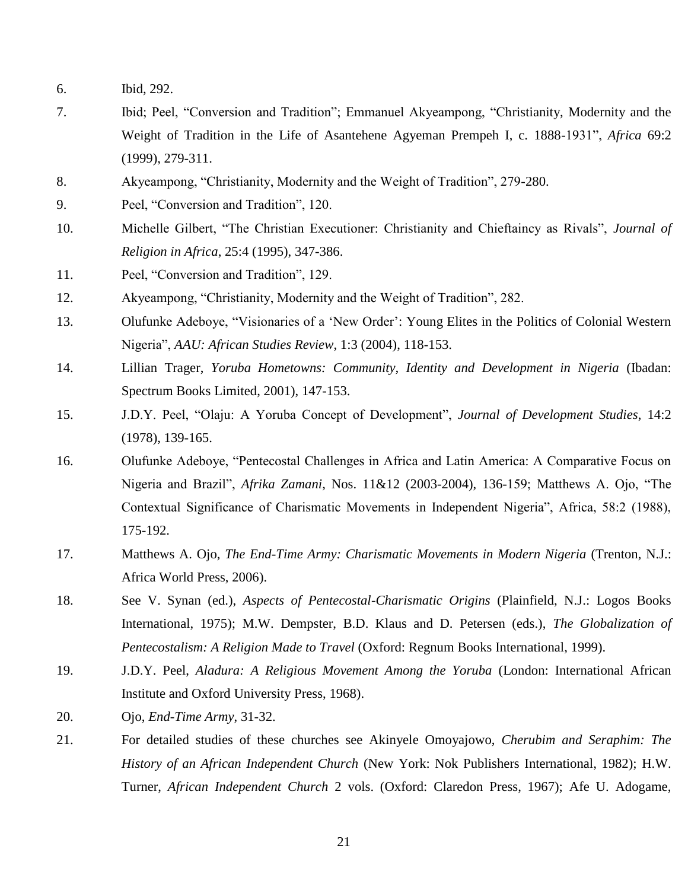6. Ibid, 292.

7. Ibid; Peel, "Conversion and Tradition"; Emmanuel Akyeampong, "Christianity, Modernity and the Weight of Tradition in the Life of Asantehene Agyeman Prempeh I, c. 1888-1931", *Africa* 69:2 (1999), 279-311.

8. Akyeampong, "Christianity, Modernity and the Weight of Tradition", 279-280.

9. Peel, "Conversion and Tradition", 120.

10. Michelle Gilbert, "The Christian Executioner: Christianity and Chieftaincy as Rivals", *Journal of Religion in Africa*, 25:4 (1995), 347-386.

11. Peel, "Conversion and Tradition", 129.

12. Akyeampong, "Christianity, Modernity and the Weight of Tradition", 282.

13. Olufunke Adeboye, "Visionaries of a 'New Order': Young Elites in the Politics of Colonial Western Nigeria", *AAU: African Studies Review*, 1:3 (2004), 118-153.

14. Lillian Trager, *Yoruba Hometowns: Community, Identity and Development in Nigeria* (Ibadan: Spectrum Books Limited, 2001), 147-153.

15. J.D.Y. Peel, "Olaju: A Yoruba Concept of Development", *Journal of Development Studies*, 14:2 (1978), 139-165.

16. Olufunke Adeboye, "Pentecostal Challenges in Africa and Latin America: A Comparative Focus on Nigeria and Brazil", *Afrika Zamani*, Nos. 11&12 (2003-2004), 136-159; Matthews A. Ojo, "The Contextual Significance of Charismatic Movements in Independent Nigeria", Africa, 58:2 (1988), 175-192.

17. Matthews A. Ojo, *The End-Time Army: Charismatic Movements in Modern Nigeria* (Trenton, N.J.: Africa World Press, 2006).

18. See V. Synan (ed.), *Aspects of Pentecostal-Charismatic Origins* (Plainfield, N.J.: Logos Books International, 1975); M.W. Dempster, B.D. Klaus and D. Petersen (eds.), *The Globalization of Pentecostalism: A Religion Made to Travel* (Oxford: Regnum Books International, 1999).

19. J.D.Y. Peel, *Aladura: A Religious Movement Among the Yoruba* (London: International African Institute and Oxford University Press, 1968).

20. Ojo, *End-Time Army*, 31-32.

21. For detailed studies of these churches see Akinyele Omoyajowo, *Cherubim and Seraphim: The History of an African Independent Church* (New York: Nok Publishers International, 1982); H.W. Turner, *African Independent Church* 2 vols. (Oxford: Claredon Press, 1967); Afe U. Adogame,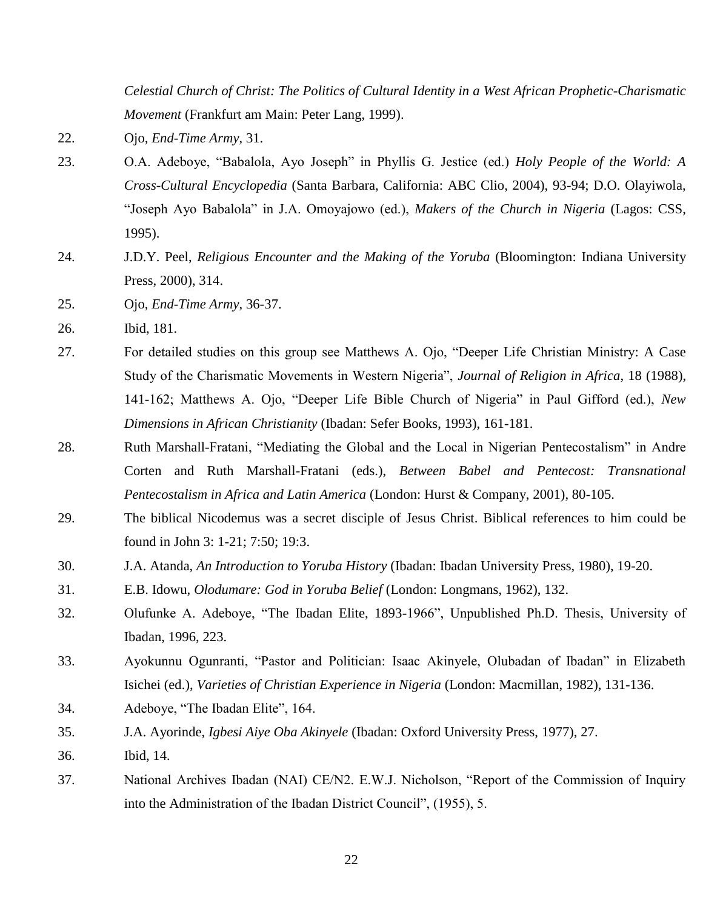*Celestial Church of Christ: The Politics of Cultural Identity in a West African Prophetic-Charismatic Movement* (Frankfurt am Main: Peter Lang, 1999).

22. Ojo, *End-Time Army*, 31.

23. O.A. Adeboye, "Babalola, Ayo Joseph" in Phyllis G. Jestice (ed.) *Holy People of the World: A Cross-Cultural Encyclopedia* (Santa Barbara, California: ABC Clio, 2004), 93-94; D.O. Olayiwola, "Joseph Ayo Babalola" in J.A. Omoyajowo (ed.), *Makers of the Church in Nigeria* (Lagos: CSS, 1995).

24. J.D.Y. Peel, *Religious Encounter and the Making of the Yoruba* (Bloomington: Indiana University Press, 2000), 314.

25. Ojo, *End-Time Army*, 36-37.

26. Ibid, 181.

27. For detailed studies on this group see Matthews A. Ojo, "Deeper Life Christian Ministry: A Case Study of the Charismatic Movements in Western Nigeria", *Journal of Religion in Africa*, 18 (1988), 141-162; Matthews A. Ojo, "Deeper Life Bible Church of Nigeria" in Paul Gifford (ed.), *New Dimensions in African Christianity* (Ibadan: Sefer Books, 1993), 161-181.

28. Ruth Marshall-Fratani, "Mediating the Global and the Local in Nigerian Pentecostalism" in Andre Corten and Ruth Marshall-Fratani (eds.), *Between Babel and Pentecost: Transnational Pentecostalism in Africa and Latin America* (London: Hurst & Company, 2001), 80-105.

29. The biblical Nicodemus was a secret disciple of Jesus Christ. Biblical references to him could be found in John 3: 1-21; 7:50; 19:3.

30. J.A. Atanda, *An Introduction to Yoruba History* (Ibadan: Ibadan University Press, 1980), 19-20.

31. E.B. Idowu, *Olodumare: God in Yoruba Belief* (London: Longmans, 1962), 132.

32. Olufunke A. Adeboye, "The Ibadan Elite, 1893-1966", Unpublished Ph.D. Thesis, University of Ibadan, 1996, 223.

33. Ayokunnu Ogunranti, "Pastor and Politician: Isaac Akinyele, Olubadan of Ibadan" in Elizabeth Isichei (ed.), *Varieties of Christian Experience in Nigeria* (London: Macmillan, 1982), 131-136.

34. Adeboye, "The Ibadan Elite", 164.

35. J.A. Ayorinde, *Igbesi Aiye Oba Akinyele* (Ibadan: Oxford University Press, 1977), 27.

36. Ibid, 14.

37. National Archives Ibadan (NAI) CE/N2. E.W.J. Nicholson, "Report of the Commission of Inquiry into the Administration of the Ibadan District Council", (1955), 5.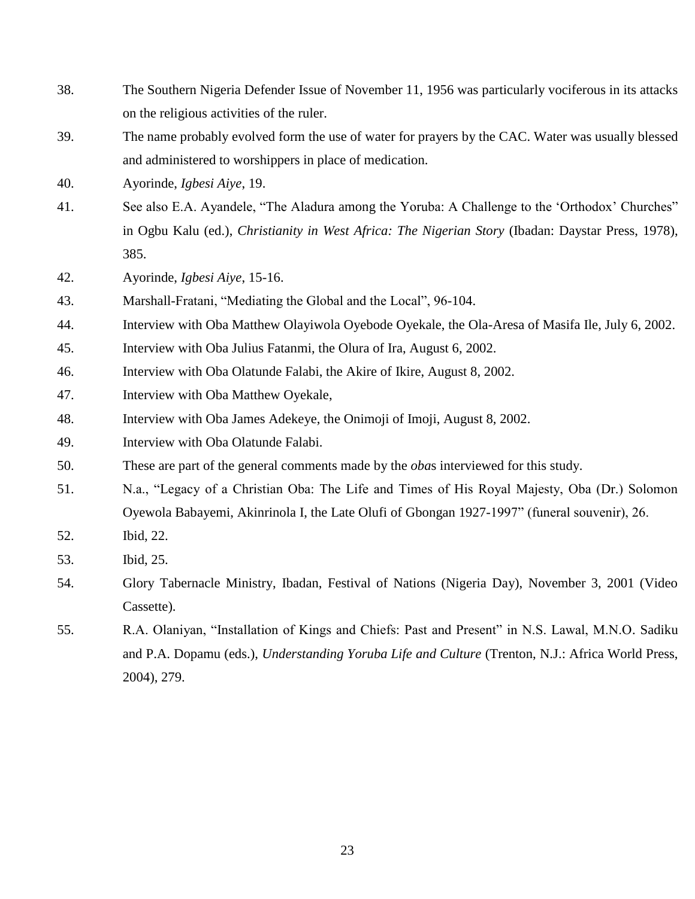38. The Southern Nigeria Defender Issue of November 11, 1956 was particularly vociferous in its attacks on the religious activities of the ruler.

39. The name probably evolved form the use of water for prayers by the CAC. Water was usually blessed and administered to worshippers in place of medication.

40. Ayorinde, *Igbesi Aiye*, 19.

41. See also E.A. Ayandele, "The Aladura among the Yoruba: A Challenge to the 'Orthodox' Churches" in Ogbu Kalu (ed.), *Christianity in West Africa: The Nigerian Story* (Ibadan: Daystar Press, 1978), 385.

42. Ayorinde, *Igbesi Aiye*, 15-16.

43. Marshall-Fratani, "Mediating the Global and the Local", 96-104.

44. Interview with Oba Matthew Olayiwola Oyebode Oyekale, the Ola-Aresa of Masifa Ile, July 6, 2002.

45. Interview with Oba Julius Fatanmi, the Olura of Ira, August 6, 2002.

46. Interview with Oba Olatunde Falabi, the Akire of Ikire, August 8, 2002.

47. Interview with Oba Matthew Oyekale,

48. Interview with Oba James Adekeye, the Onimoji of Imoji, August 8, 2002.

49. Interview with Oba Olatunde Falabi.

50. These are part of the general comments made by the *oba*s interviewed for this study.

51. N.a., "Legacy of a Christian Oba: The Life and Times of His Royal Majesty, Oba (Dr.) Solomon Oyewola Babayemi, Akinrinola I, the Late Olufi of Gbongan 1927-1997" (funeral souvenir), 26.

52. Ibid, 22.

53. Ibid, 25.

54. Glory Tabernacle Ministry, Ibadan, Festival of Nations (Nigeria Day), November 3, 2001 (Video Cassette).

55. R.A. Olaniyan, "Installation of Kings and Chiefs: Past and Present" in N.S. Lawal, M.N.O. Sadiku and P.A. Dopamu (eds.), *Understanding Yoruba Life and Culture* (Trenton, N.J.: Africa World Press, 2004), 279.